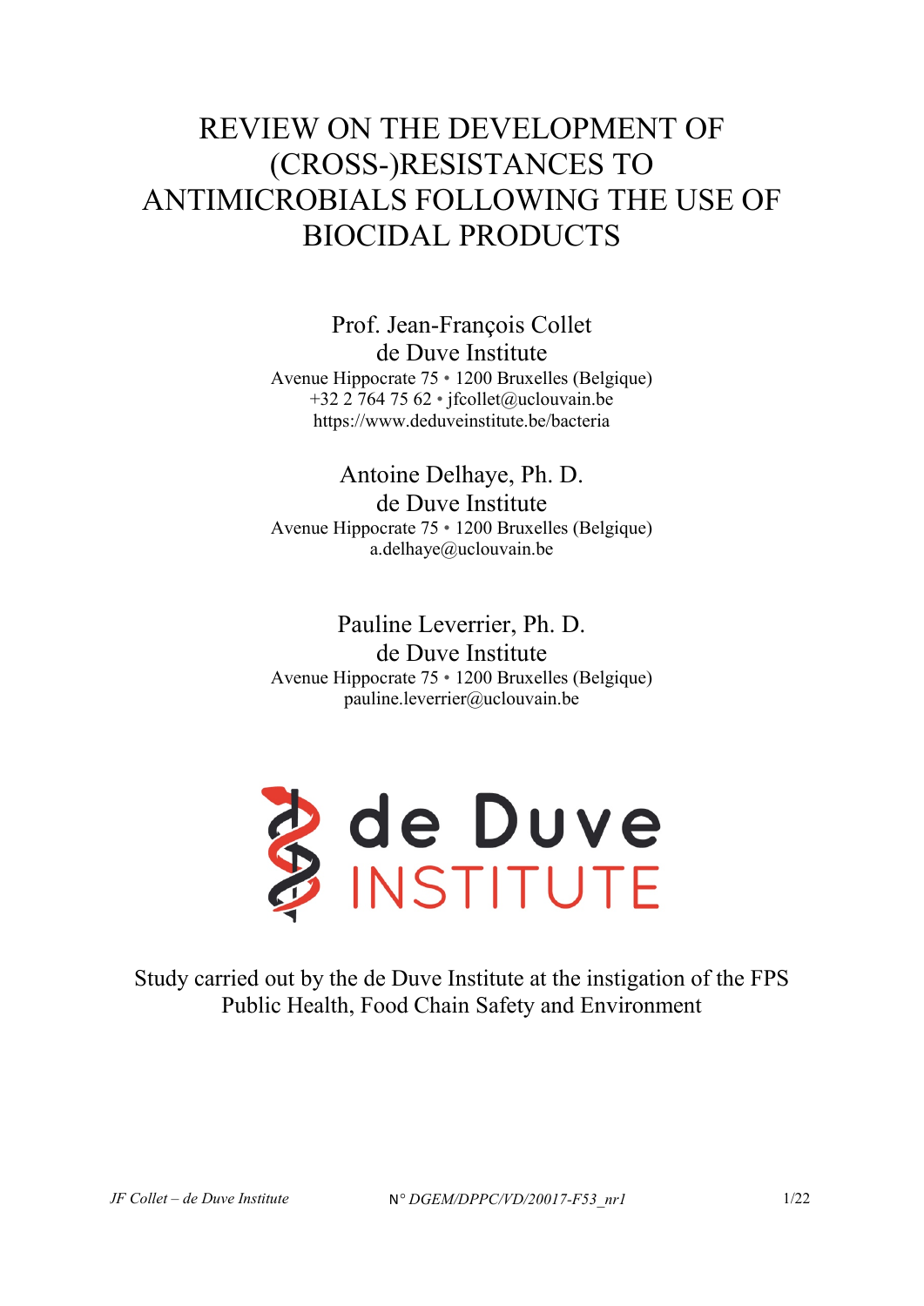# REVIEW ON THE DEVELOPMENT OF (CROSS-)RESISTANCES TO ANTIMICROBIALS FOLLOWING THE USE OF BIOCIDAL PRODUCTS

Prof. Jean-François Collet
de Duve Institute
Avenue Hippocrate 75 • 1200 Bruxelles (Belgique)
+32 2 764 75 62 • jfcollet@uclouvain.be
https://www.deduveinstitute.be/bacteria

Antoine Delhaye, Ph. D.
de Duve Institute
Avenue Hippocrate 75 • 1200 Bruxelles (Belgique)
a.delhaye@uclouvain.be

Pauline Leverrier, Ph. D.
de Duve Institute
Avenue Hippocrate 75 • 1200 Bruxelles (Belgique)
pauline.leverrier@uclouvain.be

de Duve INSTITUTE

Study carried out by the de Duve Institute at the instigation of the FPS Public Health, Food Chain Safety and Environment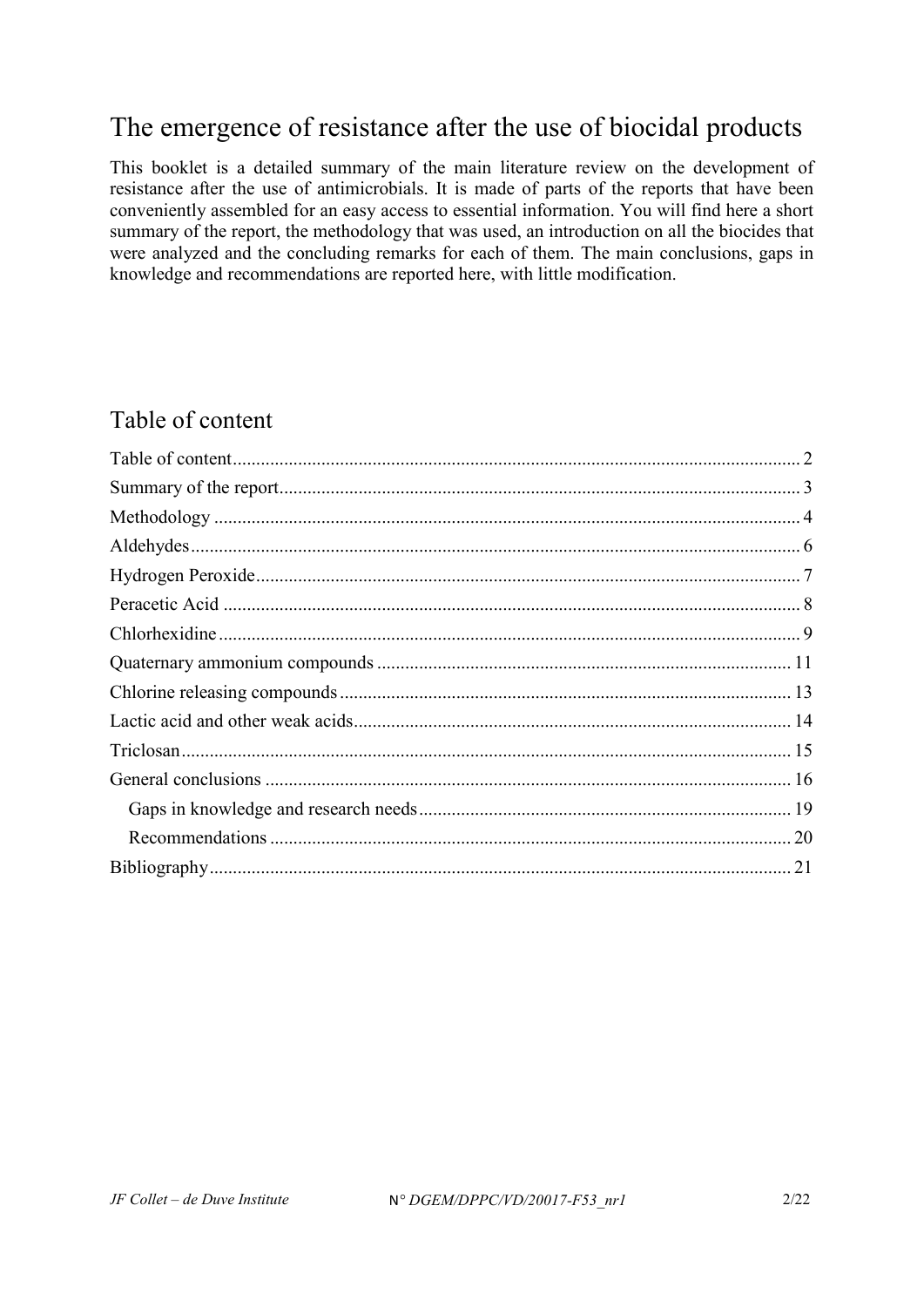# The emergence of resistance after the use of biocidal products

This booklet is a detailed summary of the main literature review on the development of resistance after the use of antimicrobials. It is made of parts of the reports that have been conveniently assembled for an easy access to essential information. You will find here a short summary of the report, the methodology that was used, an introduction on all the biocides that were analyzed and the concluding remarks for each of them. The main conclusions, gaps in knowledge and recommendations are reported here, with little modification.

## Table of content

- Table of content .......... 2
- Summary of the report .......... 3
- Methodology .......... 4
- Aldehydes .......... 6
- Hydrogen Peroxide .......... 7
- Peracetic Acid .......... 8
- Chlorhexidine .......... 9
- Quaternary ammonium compounds .......... 11
- Chlorine releasing compounds .......... 13
- Lactic acid and other weak acids .......... 14
- Triclosan .......... 15
- General conclusions .......... 16
  - Gaps in knowledge and research needs .......... 19
  - Recommendations .......... 20
- Bibliography .......... 21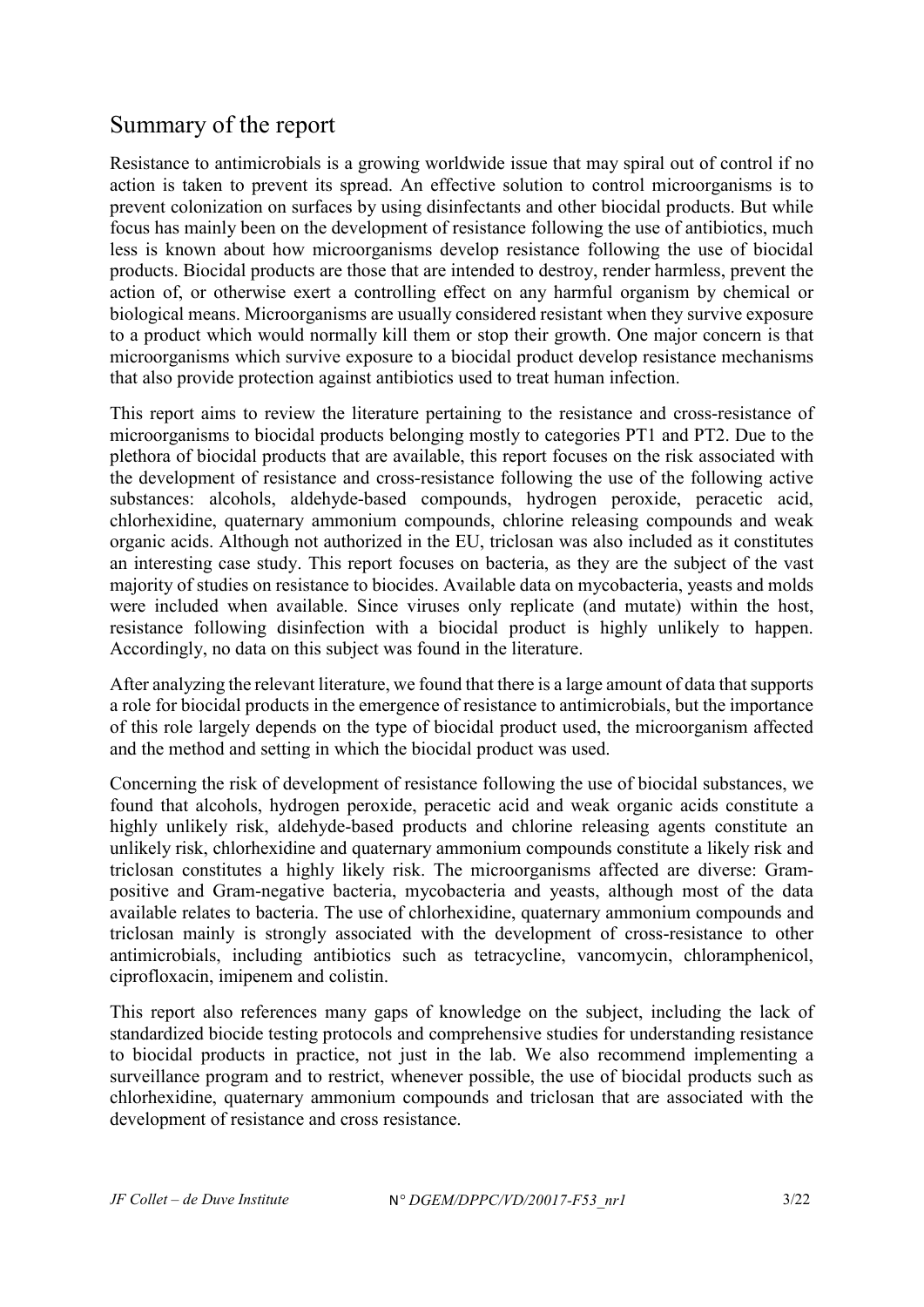## Summary of the report

Resistance to antimicrobials is a growing worldwide issue that may spiral out of control if no action is taken to prevent its spread. An effective solution to control microorganisms is to prevent colonization on surfaces by using disinfectants and other biocidal products. But while focus has mainly been on the development of resistance following the use of antibiotics, much less is known about how microorganisms develop resistance following the use of biocidal products. Biocidal products are those that are intended to destroy, render harmless, prevent the action of, or otherwise exert a controlling effect on any harmful organism by chemical or biological means. Microorganisms are usually considered resistant when they survive exposure to a product which would normally kill them or stop their growth. One major concern is that microorganisms which survive exposure to a biocidal product develop resistance mechanisms that also provide protection against antibiotics used to treat human infection.

This report aims to review the literature pertaining to the resistance and cross-resistance of microorganisms to biocidal products belonging mostly to categories PT1 and PT2. Due to the plethora of biocidal products that are available, this report focuses on the risk associated with the development of resistance and cross-resistance following the use of the following active substances: alcohols, aldehyde-based compounds, hydrogen peroxide, peracetic acid, chlorhexidine, quaternary ammonium compounds, chlorine releasing compounds and weak organic acids. Although not authorized in the EU, triclosan was also included as it constitutes an interesting case study. This report focuses on bacteria, as they are the subject of the vast majority of studies on resistance to biocides. Available data on mycobacteria, yeasts and molds were included when available. Since viruses only replicate (and mutate) within the host, resistance following disinfection with a biocidal product is highly unlikely to happen. Accordingly, no data on this subject was found in the literature.

After analyzing the relevant literature, we found that there is a large amount of data that supports a role for biocidal products in the emergence of resistance to antimicrobials, but the importance of this role largely depends on the type of biocidal product used, the microorganism affected and the method and setting in which the biocidal product was used.

Concerning the risk of development of resistance following the use of biocidal substances, we found that alcohols, hydrogen peroxide, peracetic acid and weak organic acids constitute a highly unlikely risk, aldehyde-based products and chlorine releasing agents constitute an unlikely risk, chlorhexidine and quaternary ammonium compounds constitute a likely risk and triclosan constitutes a highly likely risk. The microorganisms affected are diverse: Gram-positive and Gram-negative bacteria, mycobacteria and yeasts, although most of the data available relates to bacteria. The use of chlorhexidine, quaternary ammonium compounds and triclosan mainly is strongly associated with the development of cross-resistance to other antimicrobials, including antibiotics such as tetracycline, vancomycin, chloramphenicol, ciprofloxacin, imipenem and colistin.

This report also references many gaps of knowledge on the subject, including the lack of standardized biocide testing protocols and comprehensive studies for understanding resistance to biocidal products in practice, not just in the lab. We also recommend implementing a surveillance program and to restrict, whenever possible, the use of biocidal products such as chlorhexidine, quaternary ammonium compounds and triclosan that are associated with the development of resistance and cross resistance.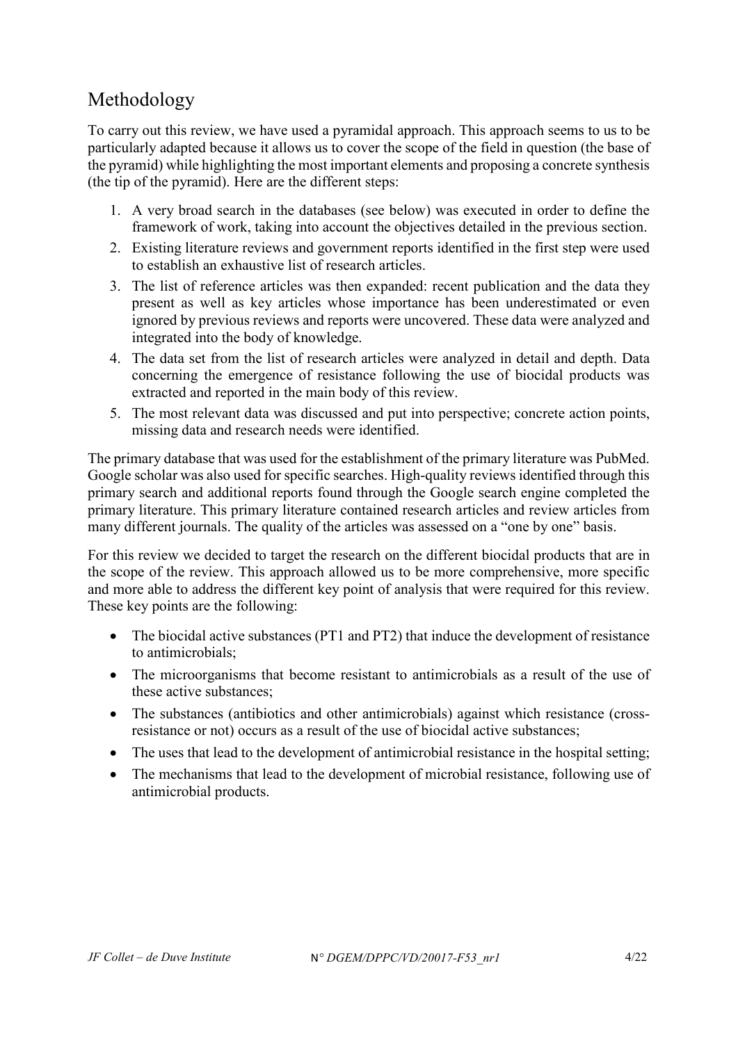## Methodology

To carry out this review, we have used a pyramidal approach. This approach seems to us to be particularly adapted because it allows us to cover the scope of the field in question (the base of the pyramid) while highlighting the most important elements and proposing a concrete synthesis (the tip of the pyramid). Here are the different steps:

1. A very broad search in the databases (see below) was executed in order to define the framework of work, taking into account the objectives detailed in the previous section.
2. Existing literature reviews and government reports identified in the first step were used to establish an exhaustive list of research articles.
3. The list of reference articles was then expanded: recent publication and the data they present as well as key articles whose importance has been underestimated or even ignored by previous reviews and reports were uncovered. These data were analyzed and integrated into the body of knowledge.
4. The data set from the list of research articles were analyzed in detail and depth. Data concerning the emergence of resistance following the use of biocidal products was extracted and reported in the main body of this review.
5. The most relevant data was discussed and put into perspective; concrete action points, missing data and research needs were identified.

The primary database that was used for the establishment of the primary literature was PubMed. Google scholar was also used for specific searches. High-quality reviews identified through this primary search and additional reports found through the Google search engine completed the primary literature. This primary literature contained research articles and review articles from many different journals. The quality of the articles was assessed on a "one by one" basis.

For this review we decided to target the research on the different biocidal products that are in the scope of the review. This approach allowed us to be more comprehensive, more specific and more able to address the different key point of analysis that were required for this review. These key points are the following:

- The biocidal active substances (PT1 and PT2) that induce the development of resistance to antimicrobials;
- The microorganisms that become resistant to antimicrobials as a result of the use of these active substances;
- The substances (antibiotics and other antimicrobials) against which resistance (cross-resistance or not) occurs as a result of the use of biocidal active substances;
- The uses that lead to the development of antimicrobial resistance in the hospital setting;
- The mechanisms that lead to the development of microbial resistance, following use of antimicrobial products.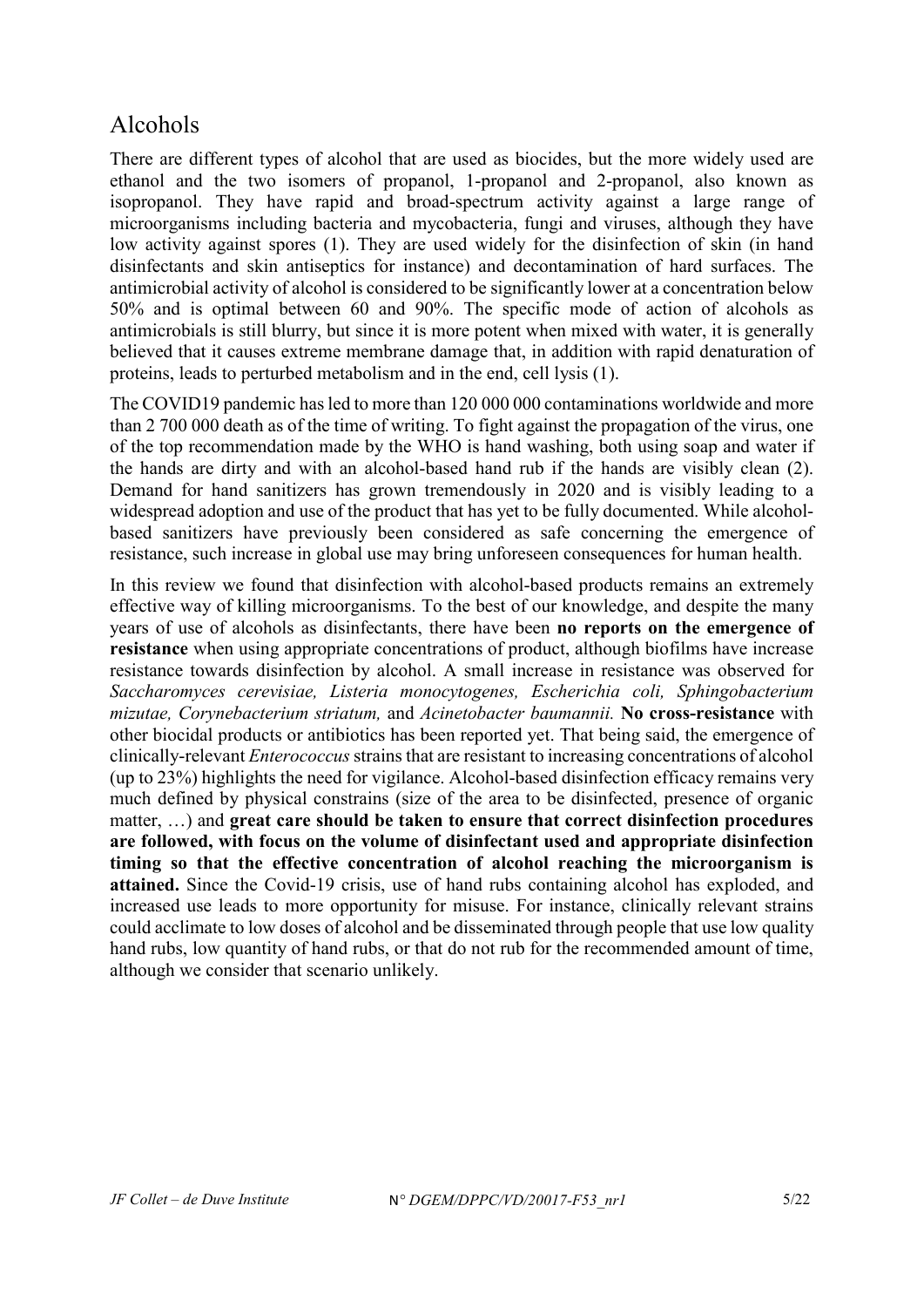## Alcohols

There are different types of alcohol that are used as biocides, but the more widely used are ethanol and the two isomers of propanol, 1-propanol and 2-propanol, also known as isopropanol. They have rapid and broad-spectrum activity against a large range of microorganisms including bacteria and mycobacteria, fungi and viruses, although they have low activity against spores (1). They are used widely for the disinfection of skin (in hand disinfectants and skin antiseptics for instance) and decontamination of hard surfaces. The antimicrobial activity of alcohol is considered to be significantly lower at a concentration below 50% and is optimal between 60 and 90%. The specific mode of action of alcohols as antimicrobials is still blurry, but since it is more potent when mixed with water, it is generally believed that it causes extreme membrane damage that, in addition with rapid denaturation of proteins, leads to perturbed metabolism and in the end, cell lysis (1).

The COVID19 pandemic has led to more than 120 000 000 contaminations worldwide and more than 2 700 000 death as of the time of writing. To fight against the propagation of the virus, one of the top recommendation made by the WHO is hand washing, both using soap and water if the hands are dirty and with an alcohol-based hand rub if the hands are visibly clean (2). Demand for hand sanitizers has grown tremendously in 2020 and is visibly leading to a widespread adoption and use of the product that has yet to be fully documented. While alcohol-based sanitizers have previously been considered as safe concerning the emergence of resistance, such increase in global use may bring unforeseen consequences for human health.

In this review we found that disinfection with alcohol-based products remains an extremely effective way of killing microorganisms. To the best of our knowledge, and despite the many years of use of alcohols as disinfectants, there have been **no reports on the emergence of resistance** when using appropriate concentrations of product, although biofilms have increase resistance towards disinfection by alcohol. A small increase in resistance was observed for *Saccharomyces cerevisiae, Listeria monocytogenes, Escherichia coli, Sphingobacterium mizutae, Corynebacterium striatum,* and *Acinetobacter baumannii.* **No cross-resistance** with other biocidal products or antibiotics has been reported yet. That being said, the emergence of clinically-relevant *Enterococcus* strains that are resistant to increasing concentrations of alcohol (up to 23%) highlights the need for vigilance. Alcohol-based disinfection efficacy remains very much defined by physical constrains (size of the area to be disinfected, presence of organic matter, …) and **great care should be taken to ensure that correct disinfection procedures are followed, with focus on the volume of disinfectant used and appropriate disinfection timing so that the effective concentration of alcohol reaching the microorganism is attained.** Since the Covid-19 crisis, use of hand rubs containing alcohol has exploded, and increased use leads to more opportunity for misuse. For instance, clinically relevant strains could acclimate to low doses of alcohol and be disseminated through people that use low quality hand rubs, low quantity of hand rubs, or that do not rub for the recommended amount of time, although we consider that scenario unlikely.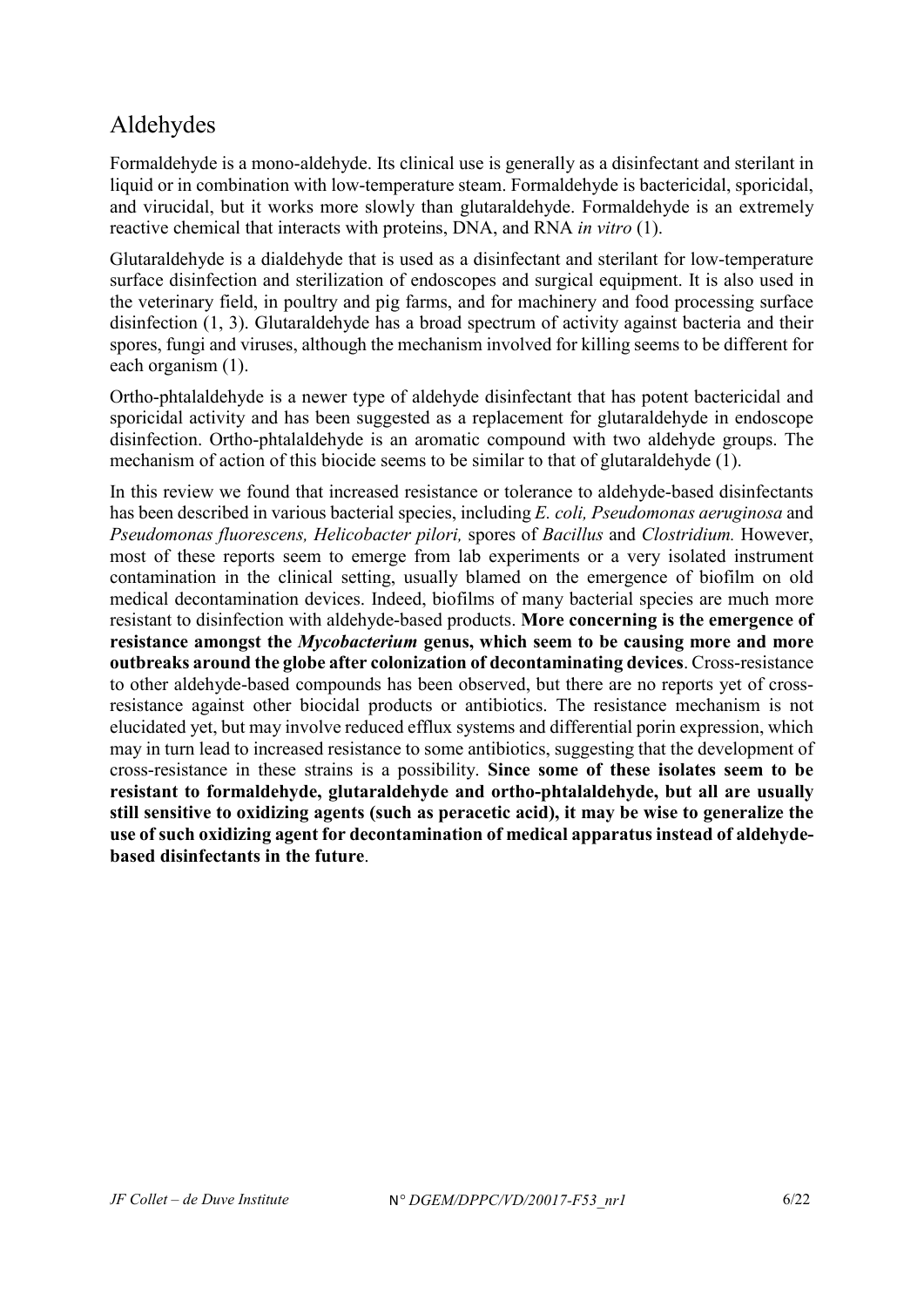## Aldehydes

Formaldehyde is a mono-aldehyde. Its clinical use is generally as a disinfectant and sterilant in liquid or in combination with low-temperature steam. Formaldehyde is bactericidal, sporicidal, and virucidal, but it works more slowly than glutaraldehyde. Formaldehyde is an extremely reactive chemical that interacts with proteins, DNA, and RNA *in vitro* (1).

Glutaraldehyde is a dialdehyde that is used as a disinfectant and sterilant for low-temperature surface disinfection and sterilization of endoscopes and surgical equipment. It is also used in the veterinary field, in poultry and pig farms, and for machinery and food processing surface disinfection (1, 3). Glutaraldehyde has a broad spectrum of activity against bacteria and their spores, fungi and viruses, although the mechanism involved for killing seems to be different for each organism (1).

Ortho-phtalaldehyde is a newer type of aldehyde disinfectant that has potent bactericidal and sporicidal activity and has been suggested as a replacement for glutaraldehyde in endoscope disinfection. Ortho-phtalaldehyde is an aromatic compound with two aldehyde groups. The mechanism of action of this biocide seems to be similar to that of glutaraldehyde (1).

In this review we found that increased resistance or tolerance to aldehyde-based disinfectants has been described in various bacterial species, including *E. coli, Pseudomonas aeruginosa* and *Pseudomonas fluorescens, Helicobacter pilori,* spores of *Bacillus* and *Clostridium.* However, most of these reports seem to emerge from lab experiments or a very isolated instrument contamination in the clinical setting, usually blamed on the emergence of biofilm on old medical decontamination devices. Indeed, biofilms of many bacterial species are much more resistant to disinfection with aldehyde-based products. **More concerning is the emergence of resistance amongst the *Mycobacterium* genus, which seem to be causing more and more outbreaks around the globe after colonization of decontaminating devices**. Cross-resistance to other aldehyde-based compounds has been observed, but there are no reports yet of cross-resistance against other biocidal products or antibiotics. The resistance mechanism is not elucidated yet, but may involve reduced efflux systems and differential porin expression, which may in turn lead to increased resistance to some antibiotics, suggesting that the development of cross-resistance in these strains is a possibility. **Since some of these isolates seem to be resistant to formaldehyde, glutaraldehyde and ortho-phtalaldehyde, but all are usually still sensitive to oxidizing agents (such as peracetic acid), it may be wise to generalize the use of such oxidizing agent for decontamination of medical apparatus instead of aldehyde-based disinfectants in the future**.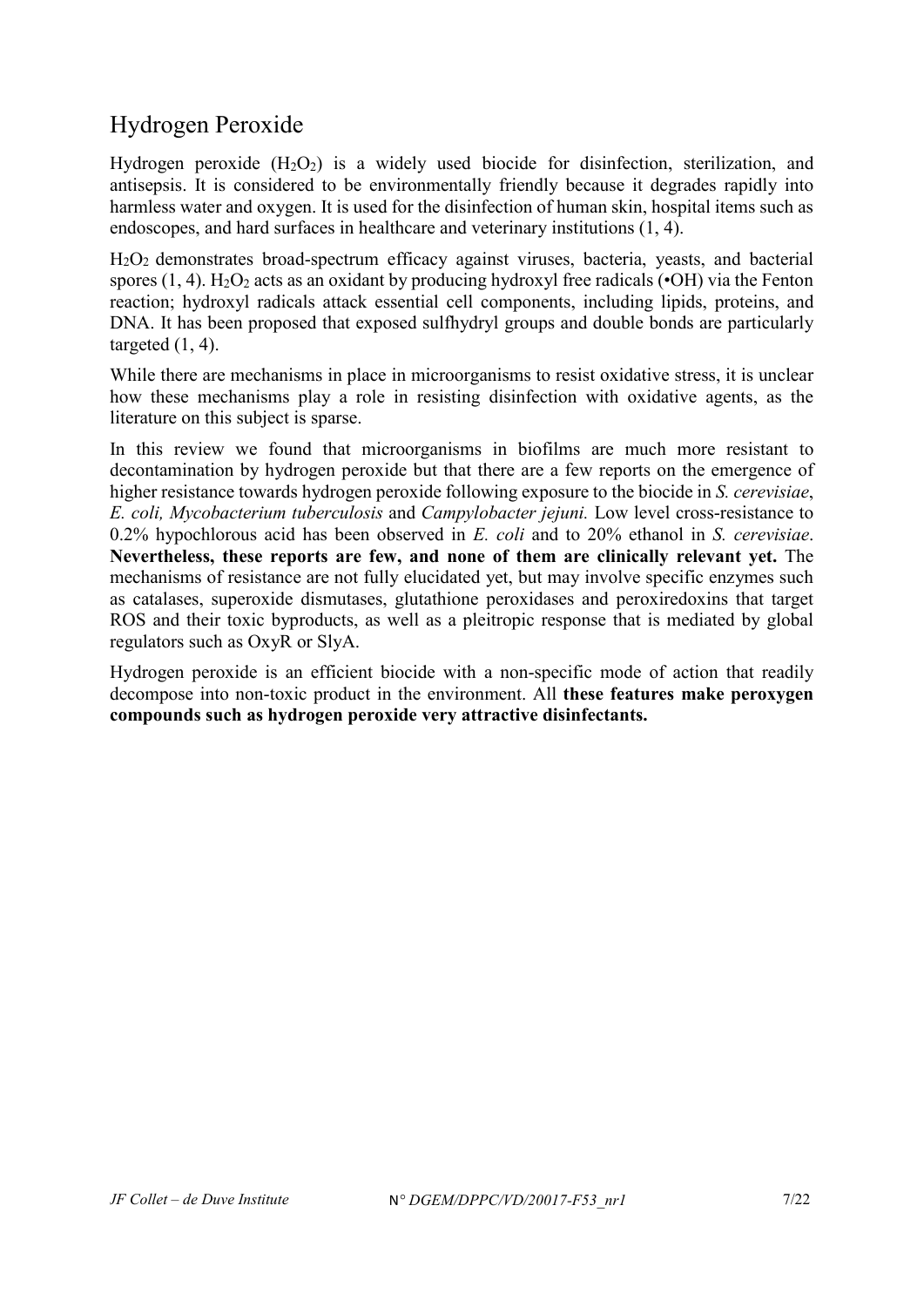## Hydrogen Peroxide

Hydrogen peroxide ($H_2O_2$) is a widely used biocide for disinfection, sterilization, and antisepsis. It is considered to be environmentally friendly because it degrades rapidly into harmless water and oxygen. It is used for the disinfection of human skin, hospital items such as endoscopes, and hard surfaces in healthcare and veterinary institutions (1, 4).

$H_2O_2$ demonstrates broad-spectrum efficacy against viruses, bacteria, yeasts, and bacterial spores (1, 4). $H_2O_2$ acts as an oxidant by producing hydroxyl free radicals (•OH) via the Fenton reaction; hydroxyl radicals attack essential cell components, including lipids, proteins, and DNA. It has been proposed that exposed sulfhydryl groups and double bonds are particularly targeted (1, 4).

While there are mechanisms in place in microorganisms to resist oxidative stress, it is unclear how these mechanisms play a role in resisting disinfection with oxidative agents, as the literature on this subject is sparse.

In this review we found that microorganisms in biofilms are much more resistant to decontamination by hydrogen peroxide but that there are a few reports on the emergence of higher resistance towards hydrogen peroxide following exposure to the biocide in *S. cerevisiae*, *E. coli, Mycobacterium tuberculosis* and *Campylobacter jejuni.* Low level cross-resistance to 0.2% hypochlorous acid has been observed in *E. coli* and to 20% ethanol in *S. cerevisiae*. **Nevertheless, these reports are few, and none of them are clinically relevant yet.** The mechanisms of resistance are not fully elucidated yet, but may involve specific enzymes such as catalases, superoxide dismutases, glutathione peroxidases and peroxiredoxins that target ROS and their toxic byproducts, as well as a pleitropic response that is mediated by global regulators such as OxyR or SlyA.

Hydrogen peroxide is an efficient biocide with a non-specific mode of action that readily decompose into non-toxic product in the environment. All **these features make peroxygen compounds such as hydrogen peroxide very attractive disinfectants.**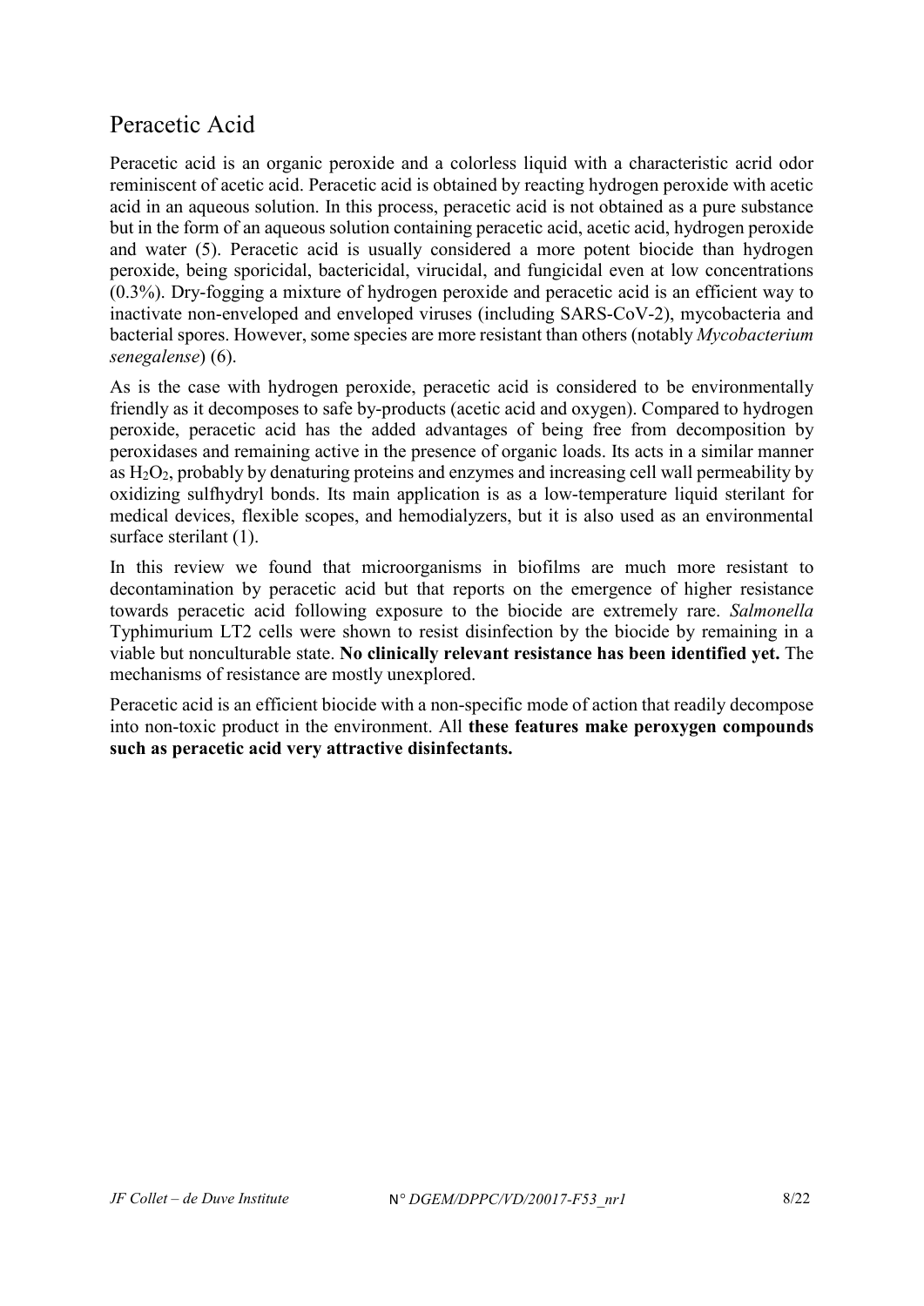## Peracetic Acid

Peracetic acid is an organic peroxide and a colorless liquid with a characteristic acrid odor reminiscent of acetic acid. Peracetic acid is obtained by reacting hydrogen peroxide with acetic acid in an aqueous solution. In this process, peracetic acid is not obtained as a pure substance but in the form of an aqueous solution containing peracetic acid, acetic acid, hydrogen peroxide and water (5). Peracetic acid is usually considered a more potent biocide than hydrogen peroxide, being sporicidal, bactericidal, virucidal, and fungicidal even at low concentrations (0.3%). Dry-fogging a mixture of hydrogen peroxide and peracetic acid is an efficient way to inactivate non-enveloped and enveloped viruses (including SARS-CoV-2), mycobacteria and bacterial spores. However, some species are more resistant than others (notably *Mycobacterium senegalense*) (6).

As is the case with hydrogen peroxide, peracetic acid is considered to be environmentally friendly as it decomposes to safe by-products (acetic acid and oxygen). Compared to hydrogen peroxide, peracetic acid has the added advantages of being free from decomposition by peroxidases and remaining active in the presence of organic loads. Its acts in a similar manner as $H_2O_2$, probably by denaturing proteins and enzymes and increasing cell wall permeability by oxidizing sulfhydryl bonds. Its main application is as a low-temperature liquid sterilant for medical devices, flexible scopes, and hemodialyzers, but it is also used as an environmental surface sterilant (1).

In this review we found that microorganisms in biofilms are much more resistant to decontamination by peracetic acid but that reports on the emergence of higher resistance towards peracetic acid following exposure to the biocide are extremely rare. *Salmonella* Typhimurium LT2 cells were shown to resist disinfection by the biocide by remaining in a viable but nonculturable state. **No clinically relevant resistance has been identified yet.** The mechanisms of resistance are mostly unexplored.

Peracetic acid is an efficient biocide with a non-specific mode of action that readily decompose into non-toxic product in the environment. All **these features make peroxygen compounds such as peracetic acid very attractive disinfectants.**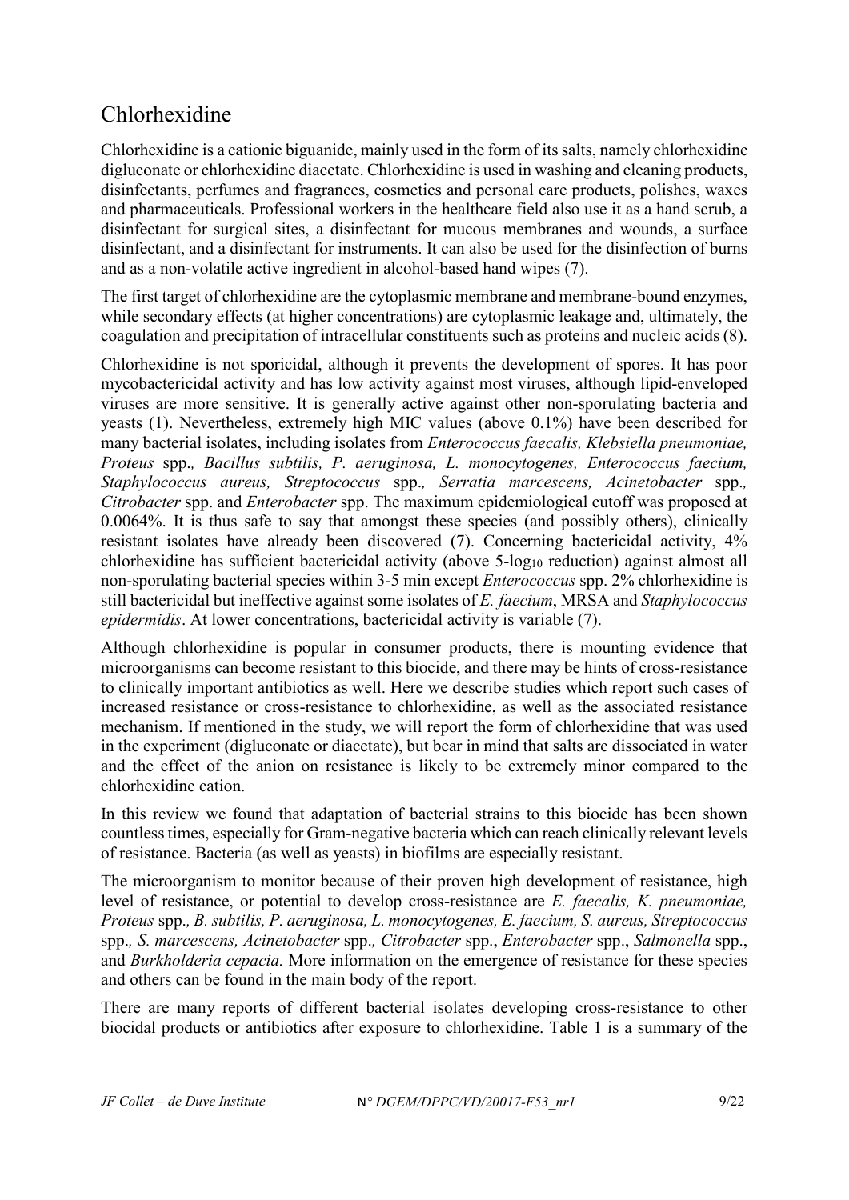# Chlorhexidine

Chlorhexidine is a cationic biguanide, mainly used in the form of its salts, namely chlorhexidine digluconate or chlorhexidine diacetate. Chlorhexidine is used in washing and cleaning products, disinfectants, perfumes and fragrances, cosmetics and personal care products, polishes, waxes and pharmaceuticals. Professional workers in the healthcare field also use it as a hand scrub, a disinfectant for surgical sites, a disinfectant for mucous membranes and wounds, a surface disinfectant, and a disinfectant for instruments. It can also be used for the disinfection of burns and as a non-volatile active ingredient in alcohol-based hand wipes (7).

The first target of chlorhexidine are the cytoplasmic membrane and membrane-bound enzymes, while secondary effects (at higher concentrations) are cytoplasmic leakage and, ultimately, the coagulation and precipitation of intracellular constituents such as proteins and nucleic acids (8).

Chlorhexidine is not sporicidal, although it prevents the development of spores. It has poor mycobactericidal activity and has low activity against most viruses, although lipid-enveloped viruses are more sensitive. It is generally active against other non-sporulating bacteria and yeasts (1). Nevertheless, extremely high MIC values (above 0.1%) have been described for many bacterial isolates, including isolates from *Enterococcus faecalis, Klebsiella pneumoniae, Proteus* spp.*, Bacillus subtilis, P. aeruginosa, L. monocytogenes, Enterococcus faecium, Staphylococcus aureus, Streptococcus* spp.*, Serratia marcescens, Acinetobacter* spp.*, Citrobacter* spp. and *Enterobacter* spp. The maximum epidemiological cutoff was proposed at 0.0064%. It is thus safe to say that amongst these species (and possibly others), clinically resistant isolates have already been discovered (7). Concerning bactericidal activity, 4% chlorhexidine has sufficient bactericidal activity (above 5-$\log_{10}$ reduction) against almost all non-sporulating bacterial species within 3-5 min except *Enterococcus* spp. 2% chlorhexidine is still bactericidal but ineffective against some isolates of *E. faecium*, MRSA and *Staphylococcus epidermidis*. At lower concentrations, bactericidal activity is variable (7).

Although chlorhexidine is popular in consumer products, there is mounting evidence that microorganisms can become resistant to this biocide, and there may be hints of cross-resistance to clinically important antibiotics as well. Here we describe studies which report such cases of increased resistance or cross-resistance to chlorhexidine, as well as the associated resistance mechanism. If mentioned in the study, we will report the form of chlorhexidine that was used in the experiment (digluconate or diacetate), but bear in mind that salts are dissociated in water and the effect of the anion on resistance is likely to be extremely minor compared to the chlorhexidine cation.

In this review we found that adaptation of bacterial strains to this biocide has been shown countless times, especially for Gram-negative bacteria which can reach clinically relevant levels of resistance. Bacteria (as well as yeasts) in biofilms are especially resistant.

The microorganism to monitor because of their proven high development of resistance, high level of resistance, or potential to develop cross-resistance are *E. faecalis, K. pneumoniae, Proteus* spp.*, B. subtilis, P. aeruginosa, L. monocytogenes, E. faecium, S. aureus, Streptococcus* spp.*, S. marcescens, Acinetobacter* spp.*, Citrobacter* spp., *Enterobacter* spp., *Salmonella* spp., and *Burkholderia cepacia.* More information on the emergence of resistance for these species and others can be found in the main body of the report.

There are many reports of different bacterial isolates developing cross-resistance to other biocidal products or antibiotics after exposure to chlorhexidine. Table 1 is a summary of the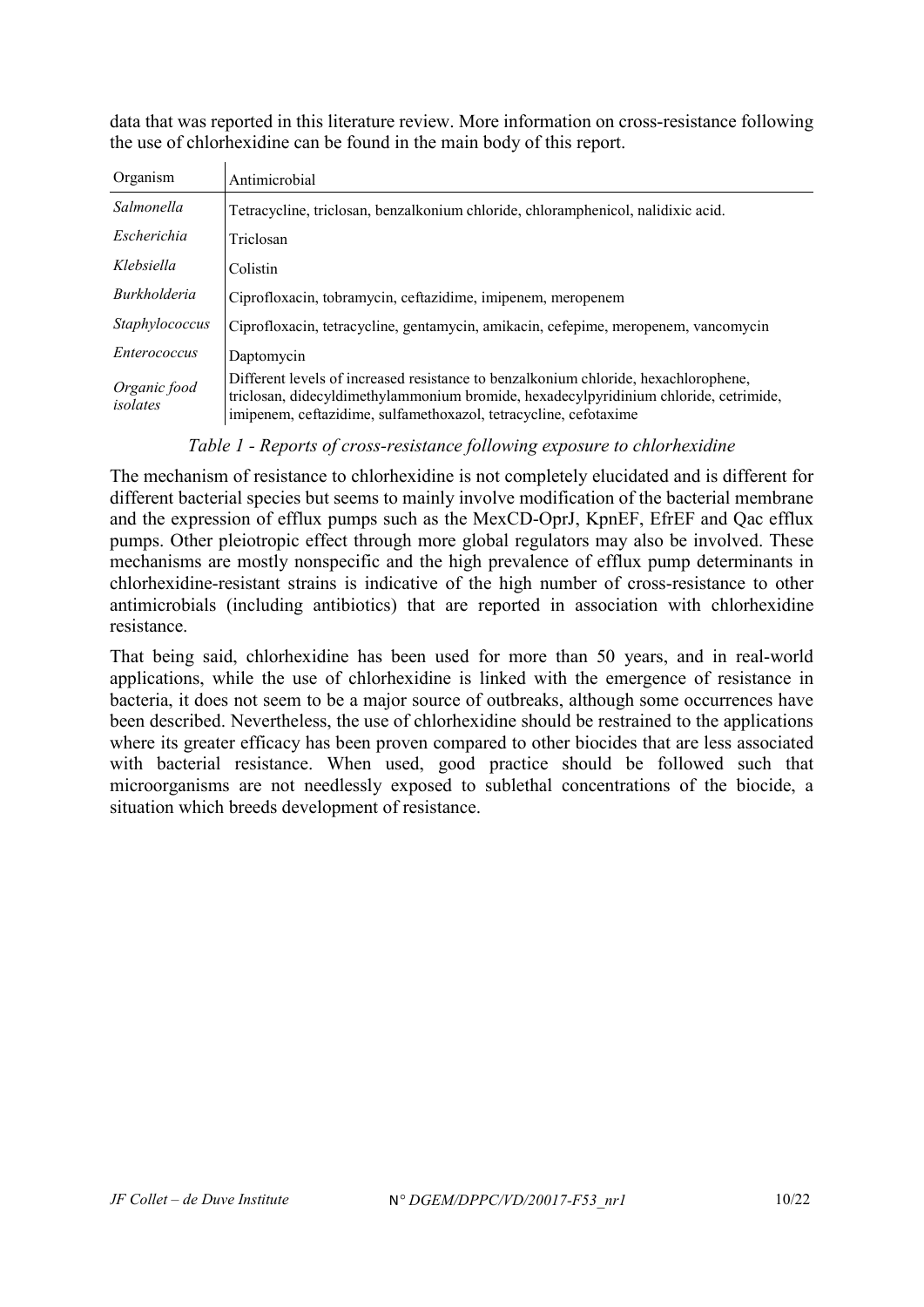data that was reported in this literature review. More information on cross-resistance following the use of chlorhexidine can be found in the main body of this report.

| Organism | Antimicrobial |
|---|---|
| *Salmonella* | Tetracycline, triclosan, benzalkonium chloride, chloramphenicol, nalidixic acid. |
| *Escherichia* | Triclosan |
| *Klebsiella* | Colistin |
| *Burkholderia* | Ciprofloxacin, tobramycin, ceftazidime, imipenem, meropenem |
| *Staphylococcus* | Ciprofloxacin, tetracycline, gentamycin, amikacin, cefepime, meropenem, vancomycin |
| *Enterococcus* | Daptomycin |
| *Organic food isolates* | Different levels of increased resistance to benzalkonium chloride, hexachlorophene, triclosan, didecyldimethylammonium bromide, hexadecylpyridinium chloride, cetrimide, imipenem, ceftazidime, sulfamethoxazol, tetracycline, cefotaxime |

*Table 1 - Reports of cross-resistance following exposure to chlorhexidine*

The mechanism of resistance to chlorhexidine is not completely elucidated and is different for different bacterial species but seems to mainly involve modification of the bacterial membrane and the expression of efflux pumps such as the MexCD-OprJ, KpnEF, EfrEF and Qac efflux pumps. Other pleiotropic effect through more global regulators may also be involved. These mechanisms are mostly nonspecific and the high prevalence of efflux pump determinants in chlorhexidine-resistant strains is indicative of the high number of cross-resistance to other antimicrobials (including antibiotics) that are reported in association with chlorhexidine resistance.

That being said, chlorhexidine has been used for more than 50 years, and in real-world applications, while the use of chlorhexidine is linked with the emergence of resistance in bacteria, it does not seem to be a major source of outbreaks, although some occurrences have been described. Nevertheless, the use of chlorhexidine should be restrained to the applications where its greater efficacy has been proven compared to other biocides that are less associated with bacterial resistance. When used, good practice should be followed such that microorganisms are not needlessly exposed to sublethal concentrations of the biocide, a situation which breeds development of resistance.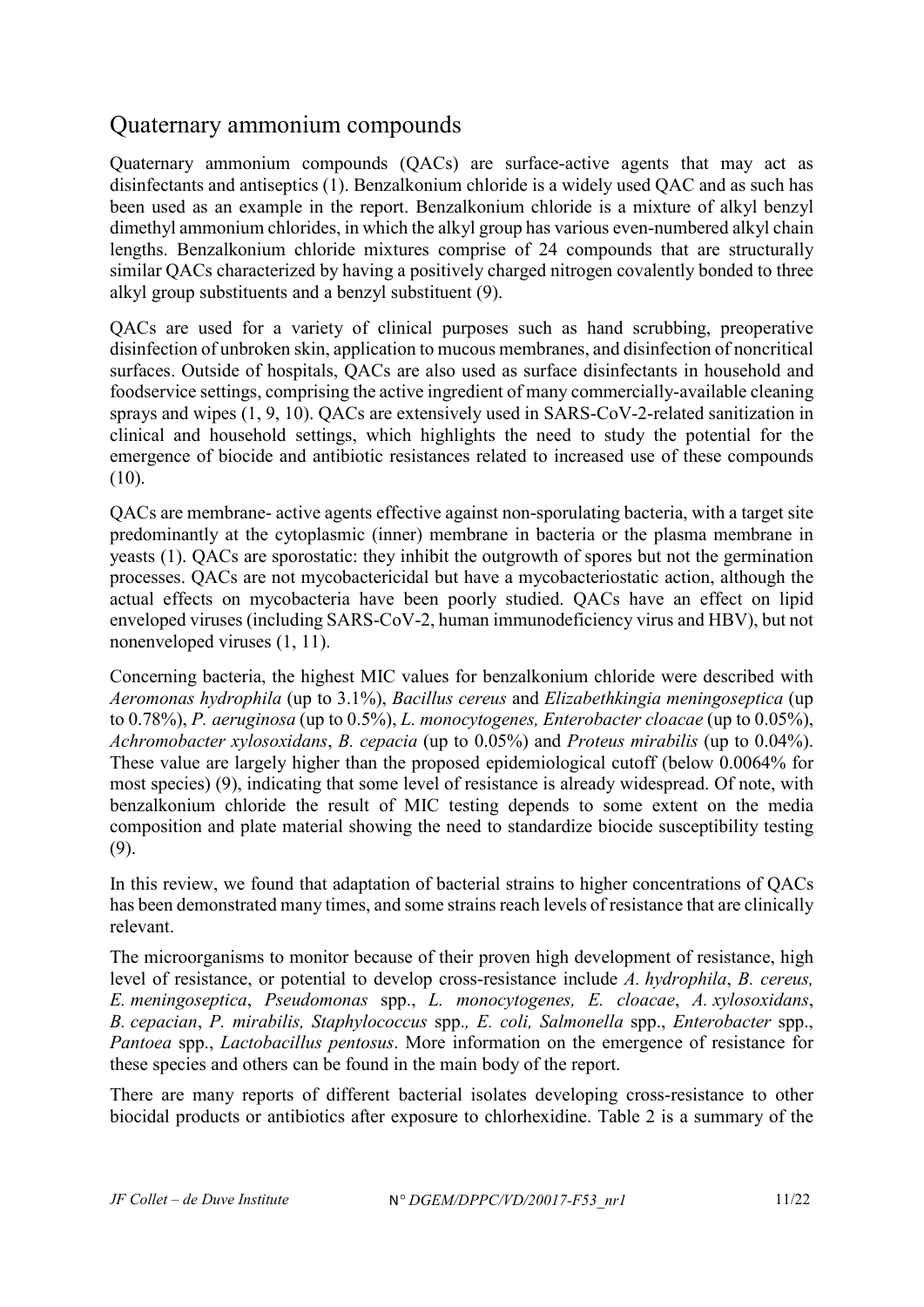## Quaternary ammonium compounds

Quaternary ammonium compounds (QACs) are surface-active agents that may act as disinfectants and antiseptics (1). Benzalkonium chloride is a widely used QAC and as such has been used as an example in the report. Benzalkonium chloride is a mixture of alkyl benzyl dimethyl ammonium chlorides, in which the alkyl group has various even-numbered alkyl chain lengths. Benzalkonium chloride mixtures comprise of 24 compounds that are structurally similar QACs characterized by having a positively charged nitrogen covalently bonded to three alkyl group substituents and a benzyl substituent (9).

QACs are used for a variety of clinical purposes such as hand scrubbing, preoperative disinfection of unbroken skin, application to mucous membranes, and disinfection of noncritical surfaces. Outside of hospitals, QACs are also used as surface disinfectants in household and foodservice settings, comprising the active ingredient of many commercially-available cleaning sprays and wipes (1, 9, 10). QACs are extensively used in SARS-CoV-2-related sanitization in clinical and household settings, which highlights the need to study the potential for the emergence of biocide and antibiotic resistances related to increased use of these compounds (10).

QACs are membrane- active agents effective against non-sporulating bacteria, with a target site predominantly at the cytoplasmic (inner) membrane in bacteria or the plasma membrane in yeasts (1). QACs are sporostatic: they inhibit the outgrowth of spores but not the germination processes. QACs are not mycobactericidal but have a mycobacteriostatic action, although the actual effects on mycobacteria have been poorly studied. QACs have an effect on lipid enveloped viruses (including SARS-CoV-2, human immunodeficiency virus and HBV), but not nonenveloped viruses (1, 11).

Concerning bacteria, the highest MIC values for benzalkonium chloride were described with *Aeromonas hydrophila* (up to 3.1%), *Bacillus cereus* and *Elizabethkingia meningoseptica* (up to 0.78%), *P. aeruginosa* (up to 0.5%), *L. monocytogenes, Enterobacter cloacae* (up to 0.05%), *Achromobacter xylosoxidans*, *B. cepacia* (up to 0.05%) and *Proteus mirabilis* (up to 0.04%). These value are largely higher than the proposed epidemiological cutoff (below 0.0064% for most species) (9), indicating that some level of resistance is already widespread. Of note, with benzalkonium chloride the result of MIC testing depends to some extent on the media composition and plate material showing the need to standardize biocide susceptibility testing (9).

In this review, we found that adaptation of bacterial strains to higher concentrations of QACs has been demonstrated many times, and some strains reach levels of resistance that are clinically relevant.

The microorganisms to monitor because of their proven high development of resistance, high level of resistance, or potential to develop cross-resistance include *A. hydrophila*, *B. cereus, E. meningoseptica*, *Pseudomonas* spp., *L. monocytogenes, E. cloacae*, *A. xylosoxidans*, *B. cepacian*, *P. mirabilis, Staphylococcus* spp.*, E. coli, Salmonella* spp., *Enterobacter* spp., *Pantoea* spp., *Lactobacillus pentosus*. More information on the emergence of resistance for these species and others can be found in the main body of the report.

There are many reports of different bacterial isolates developing cross-resistance to other biocidal products or antibiotics after exposure to chlorhexidine. Table 2 is a summary of the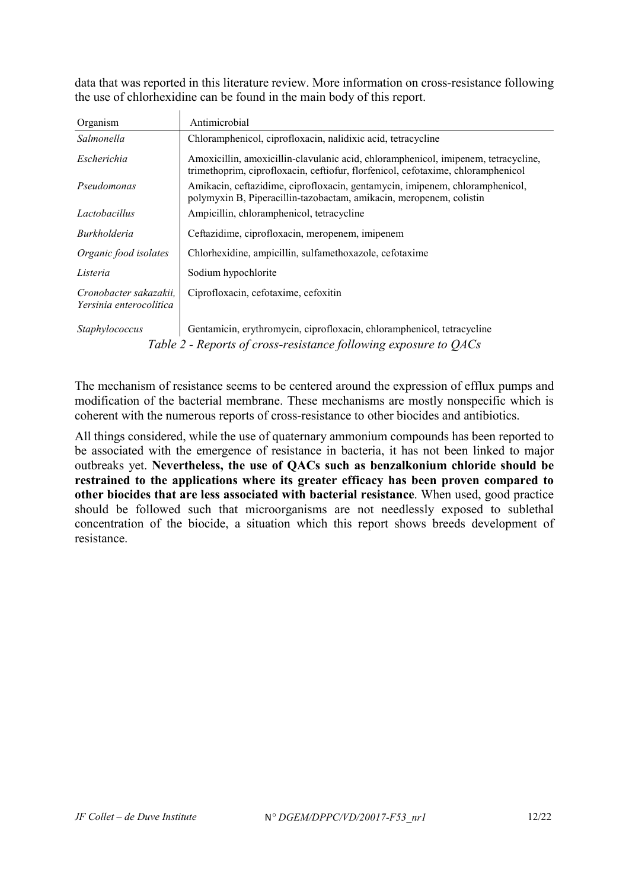data that was reported in this literature review. More information on cross-resistance following the use of chlorhexidine can be found in the main body of this report.

| Organism | Antimicrobial |
|---|---|
| *Salmonella* | Chloramphenicol, ciprofloxacin, nalidixic acid, tetracycline |
| *Escherichia* | Amoxicillin, amoxicillin-clavulanic acid, chloramphenicol, imipenem, tetracycline, trimethoprim, ciprofloxacin, ceftiofur, florfenicol, cefotaxime, chloramphenicol |
| *Pseudomonas* | Amikacin, ceftazidime, ciprofloxacin, gentamycin, imipenem, chloramphenicol, polymyxin B, Piperacillin-tazobactam, amikacin, meropenem, colistin |
| *Lactobacillus* | Ampicillin, chloramphenicol, tetracycline |
| *Burkholderia* | Ceftazidime, ciprofloxacin, meropenem, imipenem |
| *Organic food isolates* | Chlorhexidine, ampicillin, sulfamethoxazole, cefotaxime |
| *Listeria* | Sodium hypochlorite |
| *Cronobacter sakazakii, Yersinia enterocolitica* | Ciprofloxacin, cefotaxime, cefoxitin |
| *Staphylococcus* | Gentamicin, erythromycin, ciprofloxacin, chloramphenicol, tetracycline |

*Table 2 - Reports of cross-resistance following exposure to QACs*

The mechanism of resistance seems to be centered around the expression of efflux pumps and modification of the bacterial membrane. These mechanisms are mostly nonspecific which is coherent with the numerous reports of cross-resistance to other biocides and antibiotics.

All things considered, while the use of quaternary ammonium compounds has been reported to be associated with the emergence of resistance in bacteria, it has not been linked to major outbreaks yet. **Nevertheless, the use of QACs such as benzalkonium chloride should be restrained to the applications where its greater efficacy has been proven compared to other biocides that are less associated with bacterial resistance**. When used, good practice should be followed such that microorganisms are not needlessly exposed to sublethal concentration of the biocide, a situation which this report shows breeds development of resistance.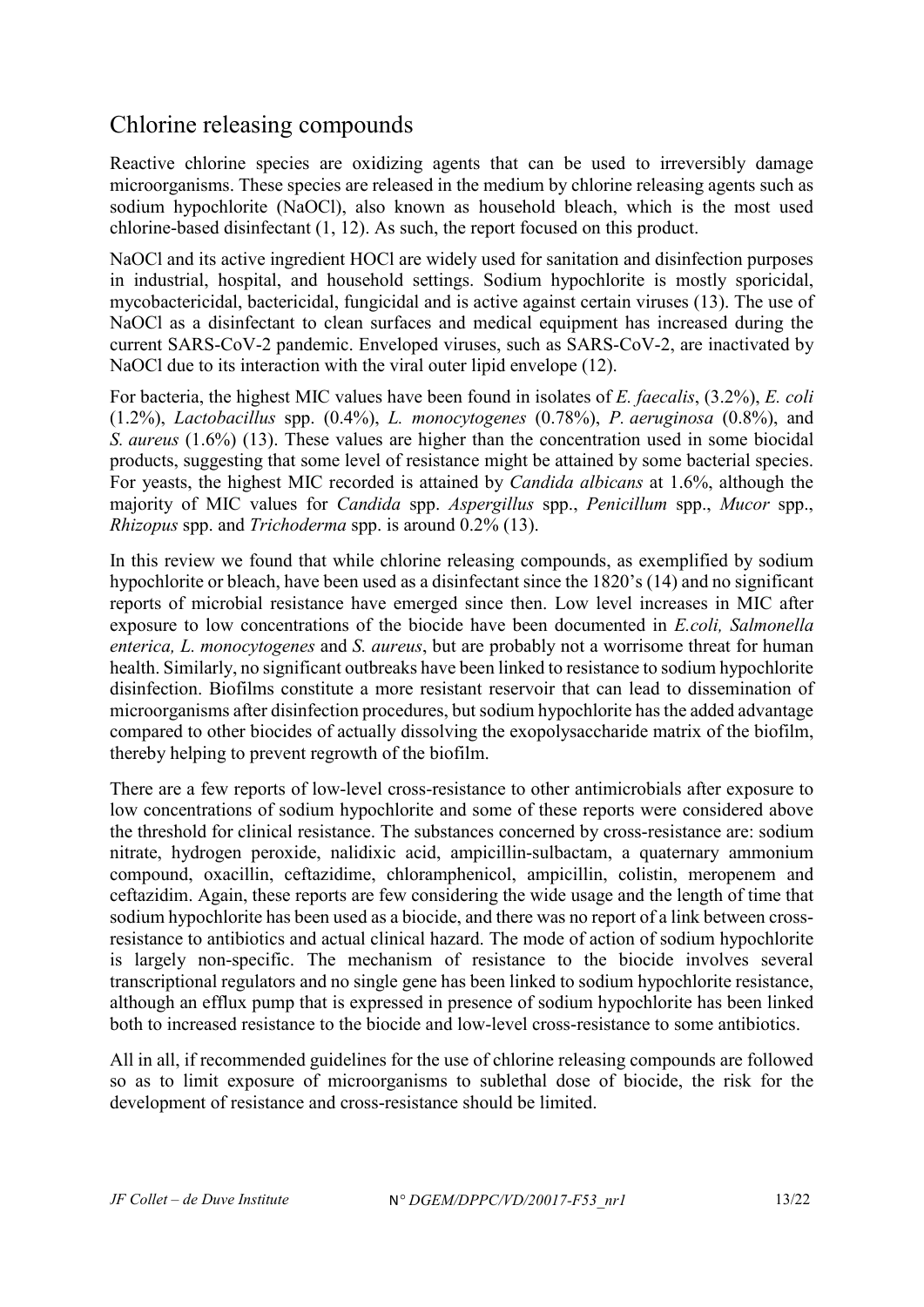## Chlorine releasing compounds

Reactive chlorine species are oxidizing agents that can be used to irreversibly damage microorganisms. These species are released in the medium by chlorine releasing agents such as sodium hypochlorite (NaOCl), also known as household bleach, which is the most used chlorine-based disinfectant (1, 12). As such, the report focused on this product.

NaOCl and its active ingredient HOCl are widely used for sanitation and disinfection purposes in industrial, hospital, and household settings. Sodium hypochlorite is mostly sporicidal, mycobactericidal, bactericidal, fungicidal and is active against certain viruses (13). The use of NaOCl as a disinfectant to clean surfaces and medical equipment has increased during the current SARS-CoV-2 pandemic. Enveloped viruses, such as SARS-CoV-2, are inactivated by NaOCl due to its interaction with the viral outer lipid envelope (12).

For bacteria, the highest MIC values have been found in isolates of *E. faecalis*, (3.2%), *E. coli* (1.2%), *Lactobacillus* spp. (0.4%), *L. monocytogenes* (0.78%), *P. aeruginosa* (0.8%), and *S. aureus* (1.6%) (13). These values are higher than the concentration used in some biocidal products, suggesting that some level of resistance might be attained by some bacterial species. For yeasts, the highest MIC recorded is attained by *Candida albicans* at 1.6%, although the majority of MIC values for *Candida* spp. *Aspergillus* spp., *Penicillum* spp., *Mucor* spp., *Rhizopus* spp. and *Trichoderma* spp. is around 0.2% (13).

In this review we found that while chlorine releasing compounds, as exemplified by sodium hypochlorite or bleach, have been used as a disinfectant since the 1820's (14) and no significant reports of microbial resistance have emerged since then. Low level increases in MIC after exposure to low concentrations of the biocide have been documented in *E.coli, Salmonella enterica, L. monocytogenes* and *S. aureus*, but are probably not a worrisome threat for human health. Similarly, no significant outbreaks have been linked to resistance to sodium hypochlorite disinfection. Biofilms constitute a more resistant reservoir that can lead to dissemination of microorganisms after disinfection procedures, but sodium hypochlorite has the added advantage compared to other biocides of actually dissolving the exopolysaccharide matrix of the biofilm, thereby helping to prevent regrowth of the biofilm.

There are a few reports of low-level cross-resistance to other antimicrobials after exposure to low concentrations of sodium hypochlorite and some of these reports were considered above the threshold for clinical resistance. The substances concerned by cross-resistance are: sodium nitrate, hydrogen peroxide, nalidixic acid, ampicillin-sulbactam, a quaternary ammonium compound, oxacillin, ceftazidime, chloramphenicol, ampicillin, colistin, meropenem and ceftazidim. Again, these reports are few considering the wide usage and the length of time that sodium hypochlorite has been used as a biocide, and there was no report of a link between cross-resistance to antibiotics and actual clinical hazard. The mode of action of sodium hypochlorite is largely non-specific. The mechanism of resistance to the biocide involves several transcriptional regulators and no single gene has been linked to sodium hypochlorite resistance, although an efflux pump that is expressed in presence of sodium hypochlorite has been linked both to increased resistance to the biocide and low-level cross-resistance to some antibiotics.

All in all, if recommended guidelines for the use of chlorine releasing compounds are followed so as to limit exposure of microorganisms to sublethal dose of biocide, the risk for the development of resistance and cross-resistance should be limited.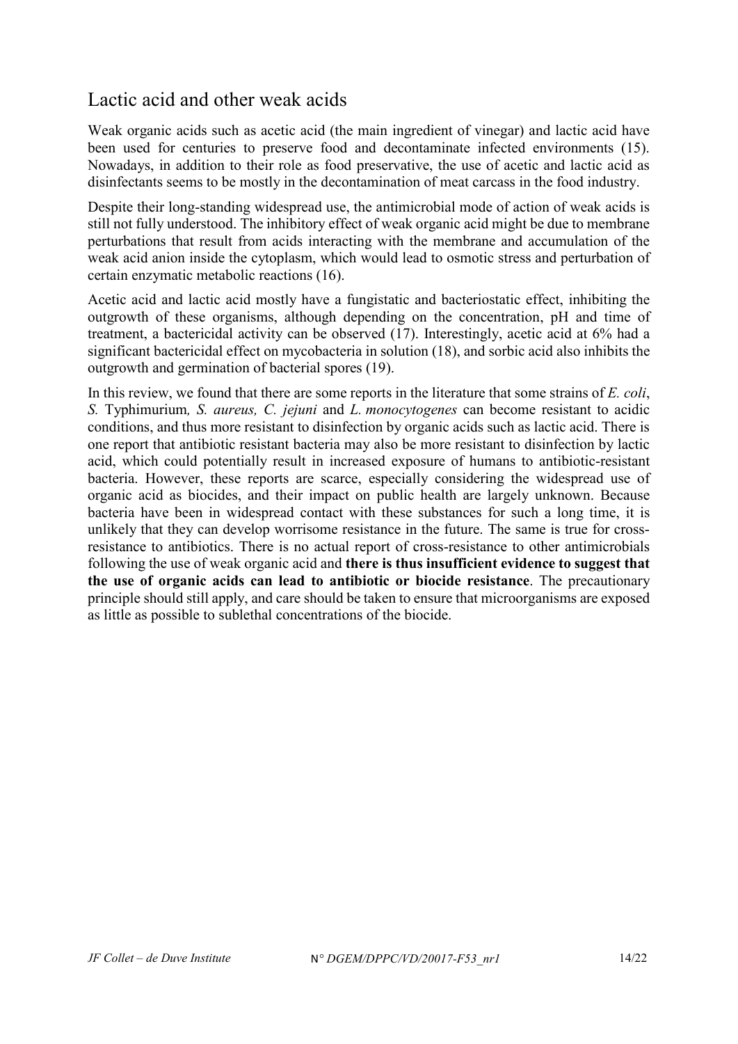## Lactic acid and other weak acids

Weak organic acids such as acetic acid (the main ingredient of vinegar) and lactic acid have been used for centuries to preserve food and decontaminate infected environments (15). Nowadays, in addition to their role as food preservative, the use of acetic and lactic acid as disinfectants seems to be mostly in the decontamination of meat carcass in the food industry.

Despite their long-standing widespread use, the antimicrobial mode of action of weak acids is still not fully understood. The inhibitory effect of weak organic acid might be due to membrane perturbations that result from acids interacting with the membrane and accumulation of the weak acid anion inside the cytoplasm, which would lead to osmotic stress and perturbation of certain enzymatic metabolic reactions (16).

Acetic acid and lactic acid mostly have a fungistatic and bacteriostatic effect, inhibiting the outgrowth of these organisms, although depending on the concentration, pH and time of treatment, a bactericidal activity can be observed (17). Interestingly, acetic acid at 6% had a significant bactericidal effect on mycobacteria in solution (18), and sorbic acid also inhibits the outgrowth and germination of bacterial spores (19).

In this review, we found that there are some reports in the literature that some strains of *E. coli*, *S.* Typhimurium*, S. aureus, C. jejuni* and *L. monocytogenes* can become resistant to acidic conditions, and thus more resistant to disinfection by organic acids such as lactic acid. There is one report that antibiotic resistant bacteria may also be more resistant to disinfection by lactic acid, which could potentially result in increased exposure of humans to antibiotic-resistant bacteria. However, these reports are scarce, especially considering the widespread use of organic acid as biocides, and their impact on public health are largely unknown. Because bacteria have been in widespread contact with these substances for such a long time, it is unlikely that they can develop worrisome resistance in the future. The same is true for cross-resistance to antibiotics. There is no actual report of cross-resistance to other antimicrobials following the use of weak organic acid and **there is thus insufficient evidence to suggest that the use of organic acids can lead to antibiotic or biocide resistance**. The precautionary principle should still apply, and care should be taken to ensure that microorganisms are exposed as little as possible to sublethal concentrations of the biocide.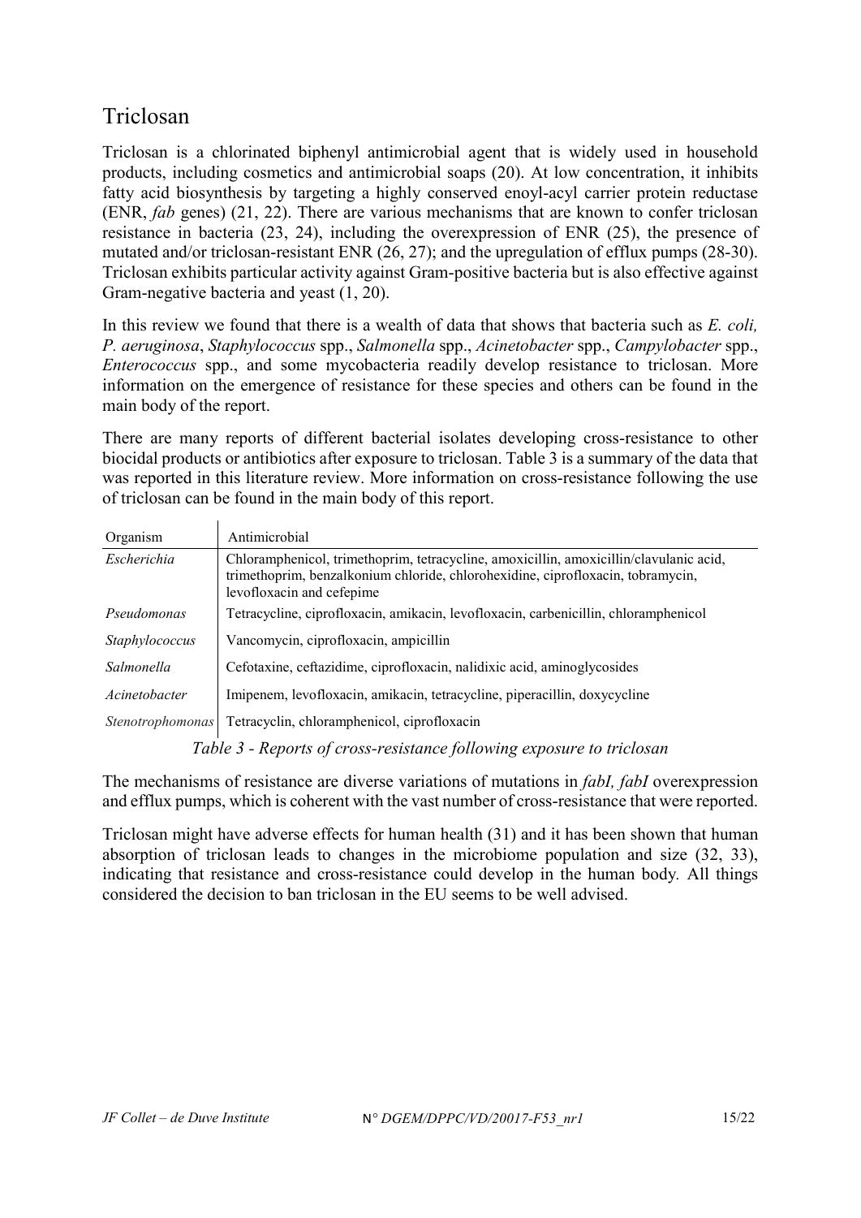# Triclosan

Triclosan is a chlorinated biphenyl antimicrobial agent that is widely used in household products, including cosmetics and antimicrobial soaps (20). At low concentration, it inhibits fatty acid biosynthesis by targeting a highly conserved enoyl-acyl carrier protein reductase (ENR, *fab* genes) (21, 22). There are various mechanisms that are known to confer triclosan resistance in bacteria (23, 24), including the overexpression of ENR (25), the presence of mutated and/or triclosan-resistant ENR (26, 27); and the upregulation of efflux pumps (28-30). Triclosan exhibits particular activity against Gram-positive bacteria but is also effective against Gram-negative bacteria and yeast (1, 20).

In this review we found that there is a wealth of data that shows that bacteria such as *E. coli, P. aeruginosa*, *Staphylococcus* spp., *Salmonella* spp., *Acinetobacter* spp., *Campylobacter* spp., *Enterococcus* spp., and some mycobacteria readily develop resistance to triclosan. More information on the emergence of resistance for these species and others can be found in the main body of the report.

There are many reports of different bacterial isolates developing cross-resistance to other biocidal products or antibiotics after exposure to triclosan. Table 3 is a summary of the data that was reported in this literature review. More information on cross-resistance following the use of triclosan can be found in the main body of this report.

| Organism | Antimicrobial |
|---|---|
| *Escherichia* | Chloramphenicol, trimethoprim, tetracycline, amoxicillin, amoxicillin/clavulanic acid, trimethoprim, benzalkonium chloride, chlorohexidine, ciprofloxacin, tobramycin, levofloxacin and cefepime |
| *Pseudomonas* | Tetracycline, ciprofloxacin, amikacin, levofloxacin, carbenicillin, chloramphenicol |
| *Staphylococcus* | Vancomycin, ciprofloxacin, ampicillin |
| *Salmonella* | Cefotaxine, ceftazidime, ciprofloxacin, nalidixic acid, aminoglycosides |
| *Acinetobacter* | Imipenem, levofloxacin, amikacin, tetracycline, piperacillin, doxycycline |
| *Stenotrophomonas* | Tetracyclin, chloramphenicol, ciprofloxacin |

*Table 3 - Reports of cross-resistance following exposure to triclosan*

The mechanisms of resistance are diverse variations of mutations in *fabI, fabI* overexpression and efflux pumps, which is coherent with the vast number of cross-resistance that were reported.

Triclosan might have adverse effects for human health (31) and it has been shown that human absorption of triclosan leads to changes in the microbiome population and size (32, 33), indicating that resistance and cross-resistance could develop in the human body. All things considered the decision to ban triclosan in the EU seems to be well advised.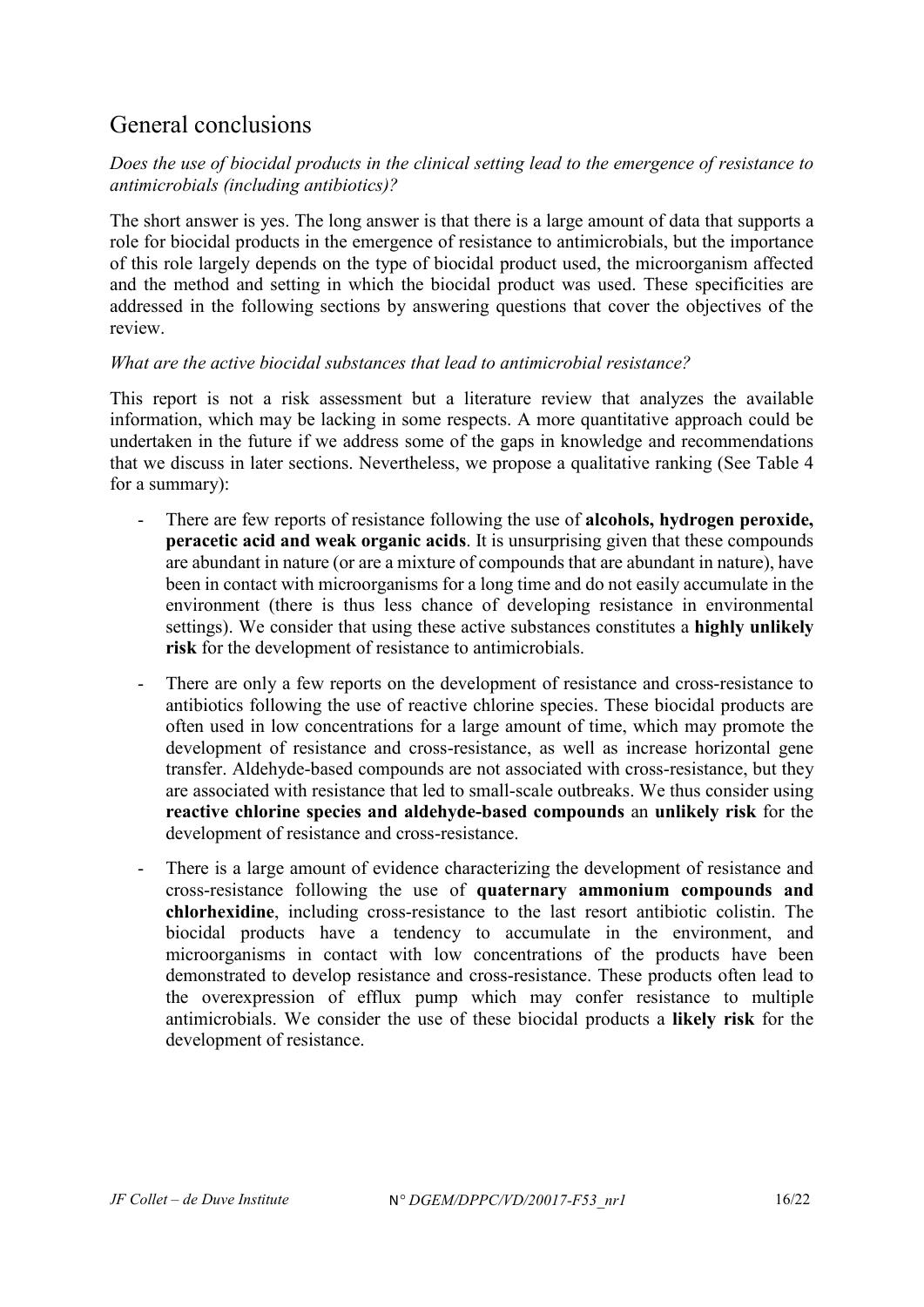# General conclusions

*Does the use of biocidal products in the clinical setting lead to the emergence of resistance to antimicrobials (including antibiotics)?*

The short answer is yes. The long answer is that there is a large amount of data that supports a role for biocidal products in the emergence of resistance to antimicrobials, but the importance of this role largely depends on the type of biocidal product used, the microorganism affected and the method and setting in which the biocidal product was used. These specificities are addressed in the following sections by answering questions that cover the objectives of the review.

*What are the active biocidal substances that lead to antimicrobial resistance?*

This report is not a risk assessment but a literature review that analyzes the available information, which may be lacking in some respects. A more quantitative approach could be undertaken in the future if we address some of the gaps in knowledge and recommendations that we discuss in later sections. Nevertheless, we propose a qualitative ranking (See Table 4 for a summary):

- There are few reports of resistance following the use of **alcohols, hydrogen peroxide, peracetic acid and weak organic acids**. It is unsurprising given that these compounds are abundant in nature (or are a mixture of compounds that are abundant in nature), have been in contact with microorganisms for a long time and do not easily accumulate in the environment (there is thus less chance of developing resistance in environmental settings). We consider that using these active substances constitutes a **highly unlikely risk** for the development of resistance to antimicrobials.
- There are only a few reports on the development of resistance and cross-resistance to antibiotics following the use of reactive chlorine species. These biocidal products are often used in low concentrations for a large amount of time, which may promote the development of resistance and cross-resistance, as well as increase horizontal gene transfer. Aldehyde-based compounds are not associated with cross-resistance, but they are associated with resistance that led to small-scale outbreaks. We thus consider using **reactive chlorine species and aldehyde-based compounds** an **unlikely risk** for the development of resistance and cross-resistance.
- There is a large amount of evidence characterizing the development of resistance and cross-resistance following the use of **quaternary ammonium compounds and chlorhexidine**, including cross-resistance to the last resort antibiotic colistin. The biocidal products have a tendency to accumulate in the environment, and microorganisms in contact with low concentrations of the products have been demonstrated to develop resistance and cross-resistance. These products often lead to the overexpression of efflux pump which may confer resistance to multiple antimicrobials. We consider the use of these biocidal products a **likely risk** for the development of resistance.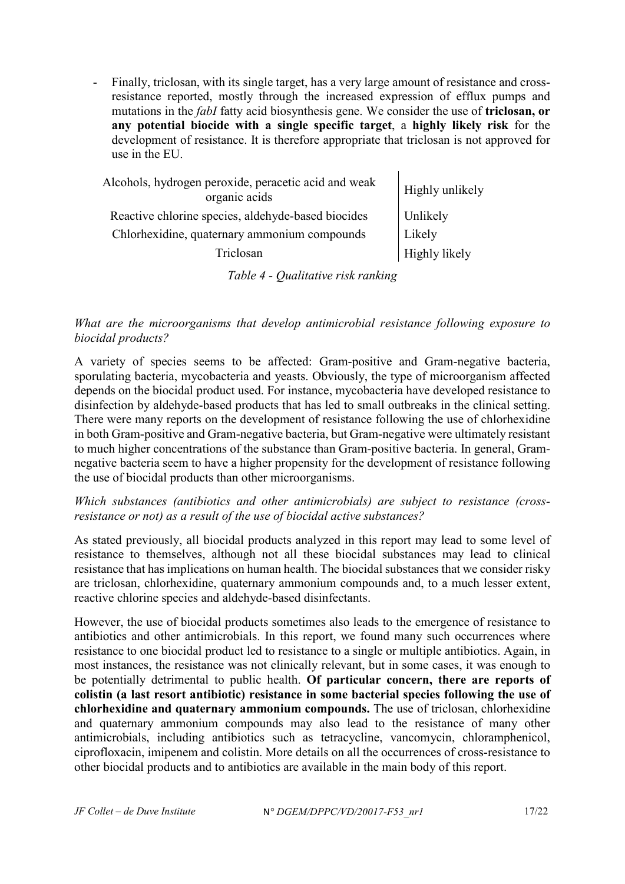- Finally, triclosan, with its single target, has a very large amount of resistance and cross-resistance reported, mostly through the increased expression of efflux pumps and mutations in the *fabI* fatty acid biosynthesis gene. We consider the use of **triclosan, or any potential biocide with a single specific target**, a **highly likely risk** for the development of resistance. It is therefore appropriate that triclosan is not approved for use in the EU.

| | |
|---|---|
| Alcohols, hydrogen peroxide, peracetic acid and weak organic acids | Highly unlikely |
| Reactive chlorine species, aldehyde-based biocides | Unlikely |
| Chlorhexidine, quaternary ammonium compounds | Likely |
| Triclosan | Highly likely |

*Table 4 - Qualitative risk ranking*

*What are the microorganisms that develop antimicrobial resistance following exposure to biocidal products?*

A variety of species seems to be affected: Gram-positive and Gram-negative bacteria, sporulating bacteria, mycobacteria and yeasts. Obviously, the type of microorganism affected depends on the biocidal product used. For instance, mycobacteria have developed resistance to disinfection by aldehyde-based products that has led to small outbreaks in the clinical setting. There were many reports on the development of resistance following the use of chlorhexidine in both Gram-positive and Gram-negative bacteria, but Gram-negative were ultimately resistant to much higher concentrations of the substance than Gram-positive bacteria. In general, Gram-negative bacteria seem to have a higher propensity for the development of resistance following the use of biocidal products than other microorganisms.

*Which substances (antibiotics and other antimicrobials) are subject to resistance (cross-resistance or not) as a result of the use of biocidal active substances?*

As stated previously, all biocidal products analyzed in this report may lead to some level of resistance to themselves, although not all these biocidal substances may lead to clinical resistance that has implications on human health. The biocidal substances that we consider risky are triclosan, chlorhexidine, quaternary ammonium compounds and, to a much lesser extent, reactive chlorine species and aldehyde-based disinfectants.

However, the use of biocidal products sometimes also leads to the emergence of resistance to antibiotics and other antimicrobials. In this report, we found many such occurrences where resistance to one biocidal product led to resistance to a single or multiple antibiotics. Again, in most instances, the resistance was not clinically relevant, but in some cases, it was enough to be potentially detrimental to public health. **Of particular concern, there are reports of colistin (a last resort antibiotic) resistance in some bacterial species following the use of chlorhexidine and quaternary ammonium compounds.** The use of triclosan, chlorhexidine and quaternary ammonium compounds may also lead to the resistance of many other antimicrobials, including antibiotics such as tetracycline, vancomycin, chloramphenicol, ciprofloxacin, imipenem and colistin. More details on all the occurrences of cross-resistance to other biocidal products and to antibiotics are available in the main body of this report.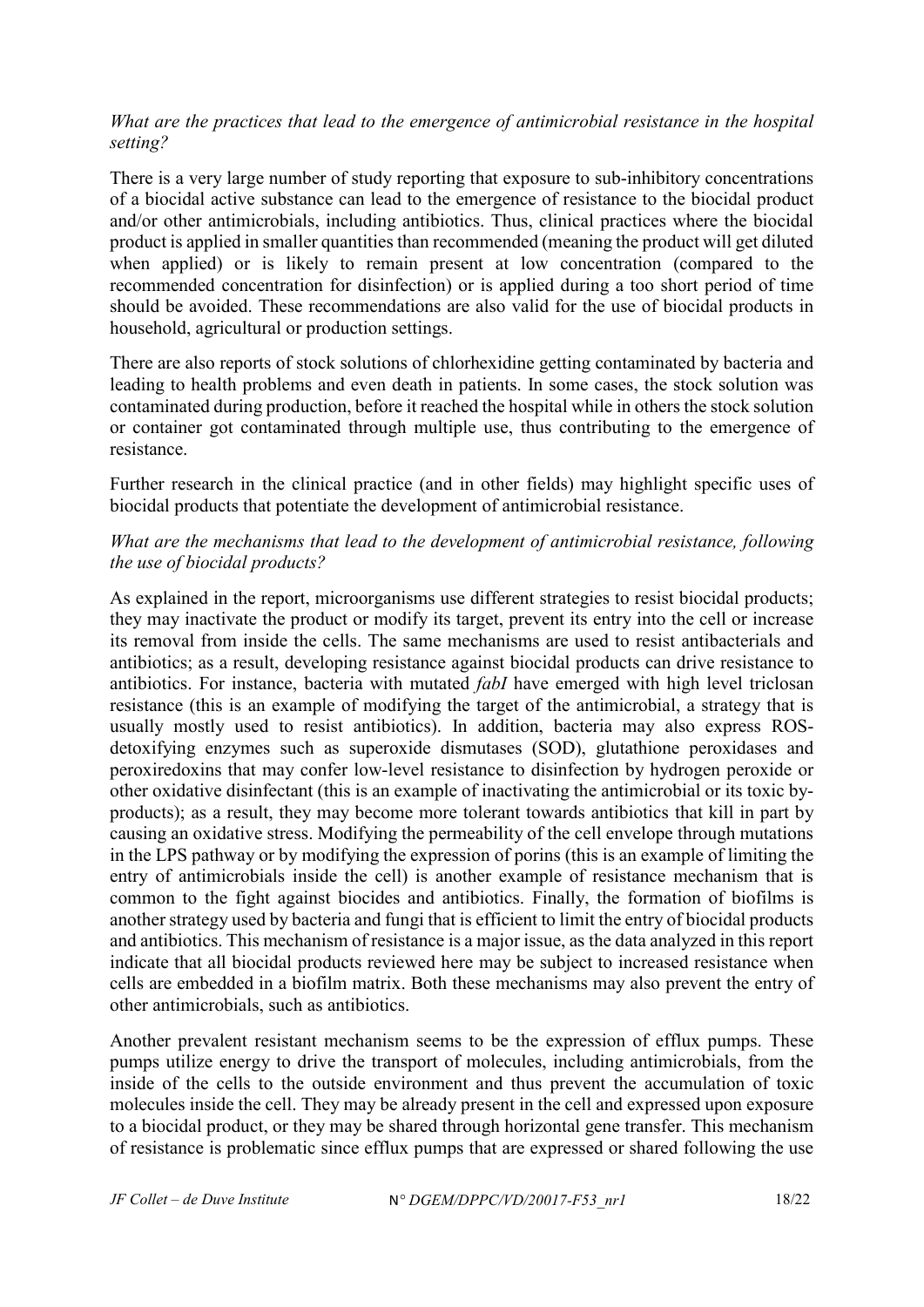*What are the practices that lead to the emergence of antimicrobial resistance in the hospital setting?*

There is a very large number of study reporting that exposure to sub-inhibitory concentrations of a biocidal active substance can lead to the emergence of resistance to the biocidal product and/or other antimicrobials, including antibiotics. Thus, clinical practices where the biocidal product is applied in smaller quantities than recommended (meaning the product will get diluted when applied) or is likely to remain present at low concentration (compared to the recommended concentration for disinfection) or is applied during a too short period of time should be avoided. These recommendations are also valid for the use of biocidal products in household, agricultural or production settings.

There are also reports of stock solutions of chlorhexidine getting contaminated by bacteria and leading to health problems and even death in patients. In some cases, the stock solution was contaminated during production, before it reached the hospital while in others the stock solution or container got contaminated through multiple use, thus contributing to the emergence of resistance.

Further research in the clinical practice (and in other fields) may highlight specific uses of biocidal products that potentiate the development of antimicrobial resistance.

*What are the mechanisms that lead to the development of antimicrobial resistance, following the use of biocidal products?*

As explained in the report, microorganisms use different strategies to resist biocidal products; they may inactivate the product or modify its target, prevent its entry into the cell or increase its removal from inside the cells. The same mechanisms are used to resist antibacterials and antibiotics; as a result, developing resistance against biocidal products can drive resistance to antibiotics. For instance, bacteria with mutated *fabI* have emerged with high level triclosan resistance (this is an example of modifying the target of the antimicrobial, a strategy that is usually mostly used to resist antibiotics). In addition, bacteria may also express ROS-detoxifying enzymes such as superoxide dismutases (SOD), glutathione peroxidases and peroxiredoxins that may confer low-level resistance to disinfection by hydrogen peroxide or other oxidative disinfectant (this is an example of inactivating the antimicrobial or its toxic by-products); as a result, they may become more tolerant towards antibiotics that kill in part by causing an oxidative stress. Modifying the permeability of the cell envelope through mutations in the LPS pathway or by modifying the expression of porins (this is an example of limiting the entry of antimicrobials inside the cell) is another example of resistance mechanism that is common to the fight against biocides and antibiotics. Finally, the formation of biofilms is another strategy used by bacteria and fungi that is efficient to limit the entry of biocidal products and antibiotics. This mechanism of resistance is a major issue, as the data analyzed in this report indicate that all biocidal products reviewed here may be subject to increased resistance when cells are embedded in a biofilm matrix. Both these mechanisms may also prevent the entry of other antimicrobials, such as antibiotics.

Another prevalent resistant mechanism seems to be the expression of efflux pumps. These pumps utilize energy to drive the transport of molecules, including antimicrobials, from the inside of the cells to the outside environment and thus prevent the accumulation of toxic molecules inside the cell. They may be already present in the cell and expressed upon exposure to a biocidal product, or they may be shared through horizontal gene transfer. This mechanism of resistance is problematic since efflux pumps that are expressed or shared following the use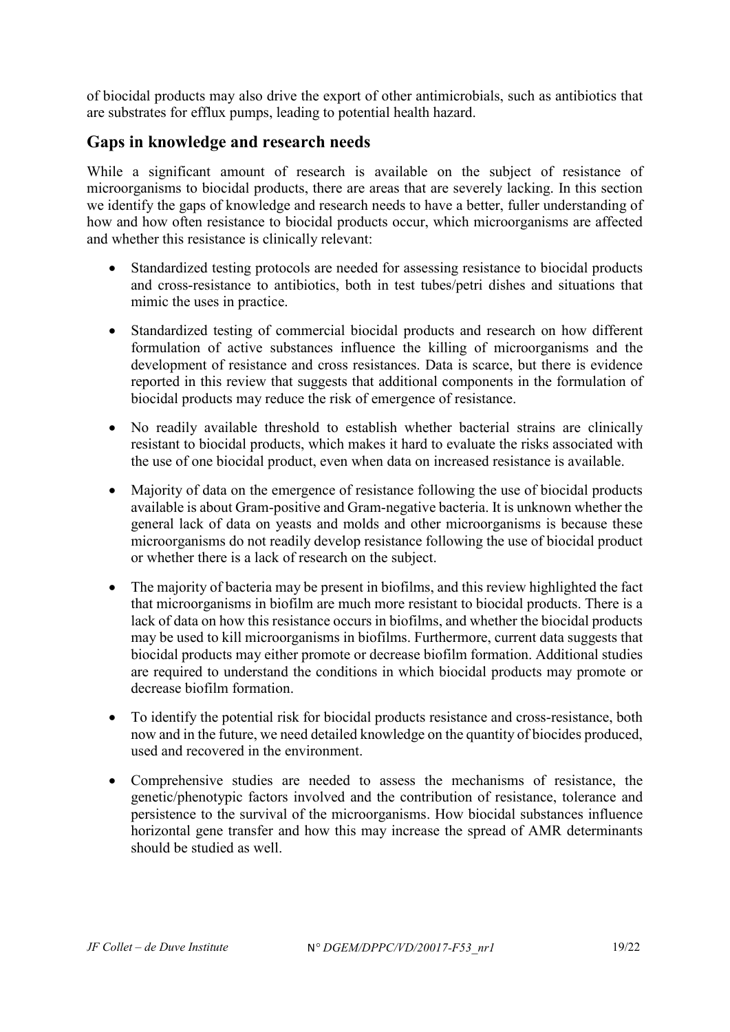of biocidal products may also drive the export of other antimicrobials, such as antibiotics that are substrates for efflux pumps, leading to potential health hazard.

## Gaps in knowledge and research needs

While a significant amount of research is available on the subject of resistance of microorganisms to biocidal products, there are areas that are severely lacking. In this section we identify the gaps of knowledge and research needs to have a better, fuller understanding of how and how often resistance to biocidal products occur, which microorganisms are affected and whether this resistance is clinically relevant:

- Standardized testing protocols are needed for assessing resistance to biocidal products and cross-resistance to antibiotics, both in test tubes/petri dishes and situations that mimic the uses in practice.

- Standardized testing of commercial biocidal products and research on how different formulation of active substances influence the killing of microorganisms and the development of resistance and cross resistances. Data is scarce, but there is evidence reported in this review that suggests that additional components in the formulation of biocidal products may reduce the risk of emergence of resistance.

- No readily available threshold to establish whether bacterial strains are clinically resistant to biocidal products, which makes it hard to evaluate the risks associated with the use of one biocidal product, even when data on increased resistance is available.

- Majority of data on the emergence of resistance following the use of biocidal products available is about Gram-positive and Gram-negative bacteria. It is unknown whether the general lack of data on yeasts and molds and other microorganisms is because these microorganisms do not readily develop resistance following the use of biocidal product or whether there is a lack of research on the subject.

- The majority of bacteria may be present in biofilms, and this review highlighted the fact that microorganisms in biofilm are much more resistant to biocidal products. There is a lack of data on how this resistance occurs in biofilms, and whether the biocidal products may be used to kill microorganisms in biofilms. Furthermore, current data suggests that biocidal products may either promote or decrease biofilm formation. Additional studies are required to understand the conditions in which biocidal products may promote or decrease biofilm formation.

- To identify the potential risk for biocidal products resistance and cross-resistance, both now and in the future, we need detailed knowledge on the quantity of biocides produced, used and recovered in the environment.

- Comprehensive studies are needed to assess the mechanisms of resistance, the genetic/phenotypic factors involved and the contribution of resistance, tolerance and persistence to the survival of the microorganisms. How biocidal substances influence horizontal gene transfer and how this may increase the spread of AMR determinants should be studied as well.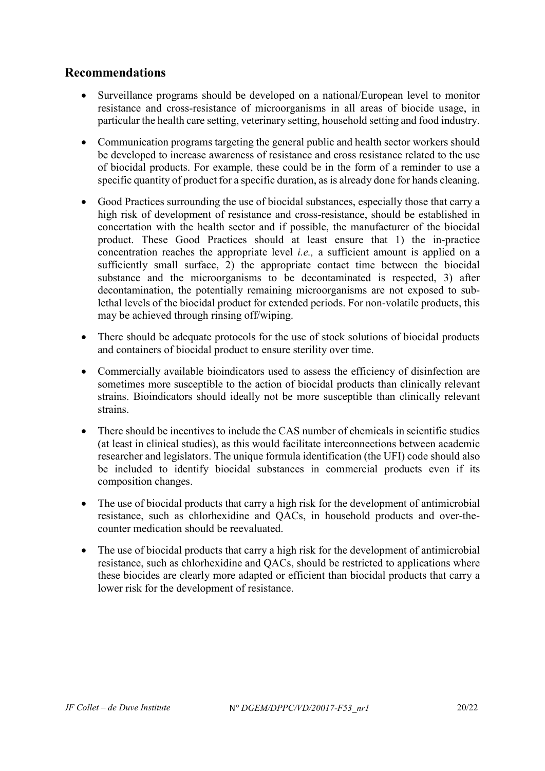## Recommendations

- Surveillance programs should be developed on a national/European level to monitor resistance and cross-resistance of microorganisms in all areas of biocide usage, in particular the health care setting, veterinary setting, household setting and food industry.
- Communication programs targeting the general public and health sector workers should be developed to increase awareness of resistance and cross resistance related to the use of biocidal products. For example, these could be in the form of a reminder to use a specific quantity of product for a specific duration, as is already done for hands cleaning.
- Good Practices surrounding the use of biocidal substances, especially those that carry a high risk of development of resistance and cross-resistance, should be established in concertation with the health sector and if possible, the manufacturer of the biocidal product. These Good Practices should at least ensure that 1) the in-practice concentration reaches the appropriate level *i.e.,* a sufficient amount is applied on a sufficiently small surface, 2) the appropriate contact time between the biocidal substance and the microorganisms to be decontaminated is respected, 3) after decontamination, the potentially remaining microorganisms are not exposed to sub-lethal levels of the biocidal product for extended periods. For non-volatile products, this may be achieved through rinsing off/wiping.
- There should be adequate protocols for the use of stock solutions of biocidal products and containers of biocidal product to ensure sterility over time.
- Commercially available bioindicators used to assess the efficiency of disinfection are sometimes more susceptible to the action of biocidal products than clinically relevant strains. Bioindicators should ideally not be more susceptible than clinically relevant strains.
- There should be incentives to include the CAS number of chemicals in scientific studies (at least in clinical studies), as this would facilitate interconnections between academic researcher and legislators. The unique formula identification (the UFI) code should also be included to identify biocidal substances in commercial products even if its composition changes.
- The use of biocidal products that carry a high risk for the development of antimicrobial resistance, such as chlorhexidine and QACs, in household products and over-the-counter medication should be reevaluated.
- The use of biocidal products that carry a high risk for the development of antimicrobial resistance, such as chlorhexidine and QACs, should be restricted to applications where these biocides are clearly more adapted or efficient than biocidal products that carry a lower risk for the development of resistance.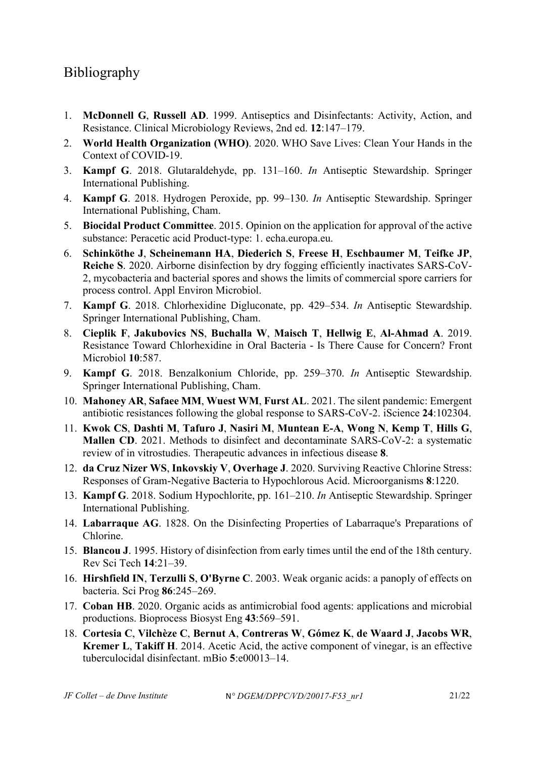# Bibliography

1. **McDonnell G**, **Russell AD**. 1999. Antiseptics and Disinfectants: Activity, Action, and Resistance. Clinical Microbiology Reviews, 2nd ed. **12**:147–179.
2. **World Health Organization (WHO)**. 2020. WHO Save Lives: Clean Your Hands in the Context of COVID-19.
3. **Kampf G**. 2018. Glutaraldehyde, pp. 131–160. *In* Antiseptic Stewardship. Springer International Publishing.
4. **Kampf G**. 2018. Hydrogen Peroxide, pp. 99–130. *In* Antiseptic Stewardship. Springer International Publishing, Cham.
5. **Biocidal Product Committee**. 2015. Opinion on the application for approval of the active substance: Peracetic acid Product-type: 1. echa.europa.eu.
6. **Schinköthe J**, **Scheinemann HA**, **Diederich S**, **Freese H**, **Eschbaumer M**, **Teifke JP**, **Reiche S**. 2020. Airborne disinfection by dry fogging efficiently inactivates SARS-CoV-2, mycobacteria and bacterial spores and shows the limits of commercial spore carriers for process control. Appl Environ Microbiol.
7. **Kampf G**. 2018. Chlorhexidine Digluconate, pp. 429–534. *In* Antiseptic Stewardship. Springer International Publishing, Cham.
8. **Cieplik F**, **Jakubovics NS**, **Buchalla W**, **Maisch T**, **Hellwig E**, **Al-Ahmad A**. 2019. Resistance Toward Chlorhexidine in Oral Bacteria - Is There Cause for Concern? Front Microbiol **10**:587.
9. **Kampf G**. 2018. Benzalkonium Chloride, pp. 259–370. *In* Antiseptic Stewardship. Springer International Publishing, Cham.
10. **Mahoney AR**, **Safaee MM**, **Wuest WM**, **Furst AL**. 2021. The silent pandemic: Emergent antibiotic resistances following the global response to SARS-CoV-2. iScience **24**:102304.
11. **Kwok CS**, **Dashti M**, **Tafuro J**, **Nasiri M**, **Muntean E-A**, **Wong N**, **Kemp T**, **Hills G**, **Mallen CD**. 2021. Methods to disinfect and decontaminate SARS-CoV-2: a systematic review of in vitrostudies. Therapeutic advances in infectious disease **8**.
12. **da Cruz Nizer WS**, **Inkovskiy V**, **Overhage J**. 2020. Surviving Reactive Chlorine Stress: Responses of Gram-Negative Bacteria to Hypochlorous Acid. Microorganisms **8**:1220.
13. **Kampf G**. 2018. Sodium Hypochlorite, pp. 161–210. *In* Antiseptic Stewardship. Springer International Publishing.
14. **Labarraque AG**. 1828. On the Disinfecting Properties of Labarraque's Preparations of Chlorine.
15. **Blancou J**. 1995. History of disinfection from early times until the end of the 18th century. Rev Sci Tech **14**:21–39.
16. **Hirshfield IN**, **Terzulli S**, **O'Byrne C**. 2003. Weak organic acids: a panoply of effects on bacteria. Sci Prog **86**:245–269.
17. **Coban HB**. 2020. Organic acids as antimicrobial food agents: applications and microbial productions. Bioprocess Biosyst Eng **43**:569–591.
18. **Cortesia C**, **Vilchèze C**, **Bernut A**, **Contreras W**, **Gómez K**, **de Waard J**, **Jacobs WR**, **Kremer L**, **Takiff H**. 2014. Acetic Acid, the active component of vinegar, is an effective tuberculocidal disinfectant. mBio **5**:e00013–14.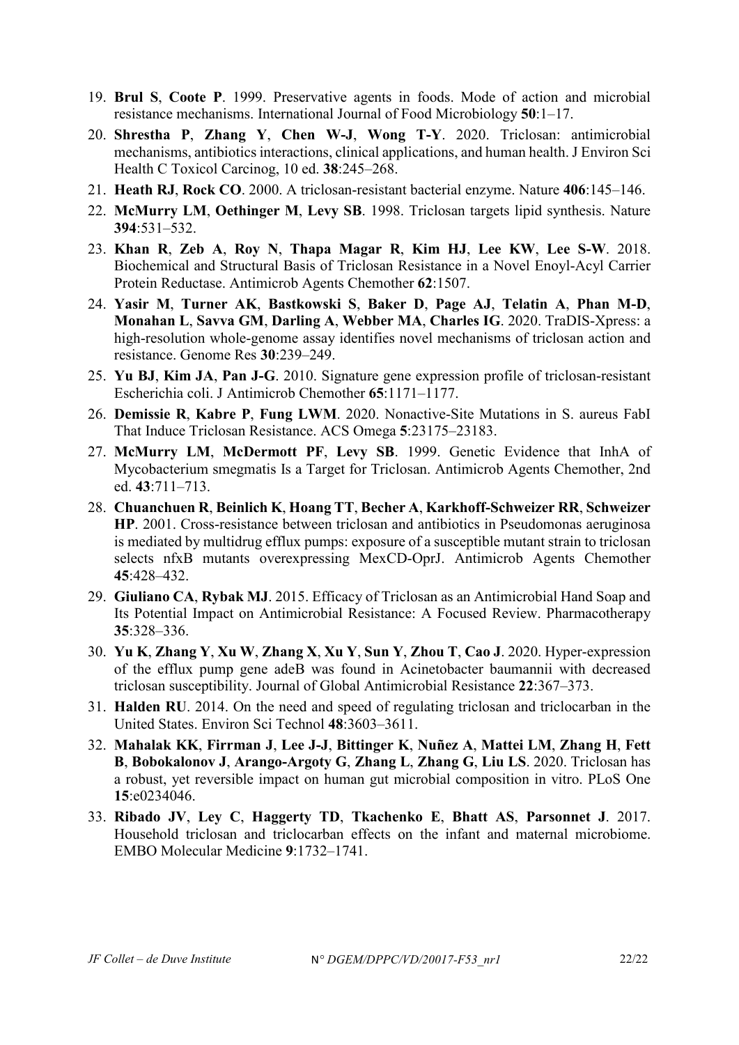19. **Brul S**, **Coote P**. 1999. Preservative agents in foods. Mode of action and microbial resistance mechanisms. International Journal of Food Microbiology **50**:1–17.
20. **Shrestha P**, **Zhang Y**, **Chen W-J**, **Wong T-Y**. 2020. Triclosan: antimicrobial mechanisms, antibiotics interactions, clinical applications, and human health. J Environ Sci Health C Toxicol Carcinog, 10 ed. **38**:245–268.
21. **Heath RJ**, **Rock CO**. 2000. A triclosan-resistant bacterial enzyme. Nature **406**:145–146.
22. **McMurry LM**, **Oethinger M**, **Levy SB**. 1998. Triclosan targets lipid synthesis. Nature **394**:531–532.
23. **Khan R**, **Zeb A**, **Roy N**, **Thapa Magar R**, **Kim HJ**, **Lee KW**, **Lee S-W**. 2018. Biochemical and Structural Basis of Triclosan Resistance in a Novel Enoyl-Acyl Carrier Protein Reductase. Antimicrob Agents Chemother **62**:1507.
24. **Yasir M**, **Turner AK**, **Bastkowski S**, **Baker D**, **Page AJ**, **Telatin A**, **Phan M-D**, **Monahan L**, **Savva GM**, **Darling A**, **Webber MA**, **Charles IG**. 2020. TraDIS-Xpress: a high-resolution whole-genome assay identifies novel mechanisms of triclosan action and resistance. Genome Res **30**:239–249.
25. **Yu BJ**, **Kim JA**, **Pan J-G**. 2010. Signature gene expression profile of triclosan-resistant Escherichia coli. J Antimicrob Chemother **65**:1171–1177.
26. **Demissie R**, **Kabre P**, **Fung LWM**. 2020. Nonactive-Site Mutations in S. aureus FabI That Induce Triclosan Resistance. ACS Omega **5**:23175–23183.
27. **McMurry LM**, **McDermott PF**, **Levy SB**. 1999. Genetic Evidence that InhA of Mycobacterium smegmatis Is a Target for Triclosan. Antimicrob Agents Chemother, 2nd ed. **43**:711–713.
28. **Chuanchuen R**, **Beinlich K**, **Hoang TT**, **Becher A**, **Karkhoff-Schweizer RR**, **Schweizer HP**. 2001. Cross-resistance between triclosan and antibiotics in Pseudomonas aeruginosa is mediated by multidrug efflux pumps: exposure of a susceptible mutant strain to triclosan selects nfxB mutants overexpressing MexCD-OprJ. Antimicrob Agents Chemother **45**:428–432.
29. **Giuliano CA**, **Rybak MJ**. 2015. Efficacy of Triclosan as an Antimicrobial Hand Soap and Its Potential Impact on Antimicrobial Resistance: A Focused Review. Pharmacotherapy **35**:328–336.
30. **Yu K**, **Zhang Y**, **Xu W**, **Zhang X**, **Xu Y**, **Sun Y**, **Zhou T**, **Cao J**. 2020. Hyper-expression of the efflux pump gene adeB was found in Acinetobacter baumannii with decreased triclosan susceptibility. Journal of Global Antimicrobial Resistance **22**:367–373.
31. **Halden RU**. 2014. On the need and speed of regulating triclosan and triclocarban in the United States. Environ Sci Technol **48**:3603–3611.
32. **Mahalak KK**, **Firrman J**, **Lee J-J**, **Bittinger K**, **Nuñez A**, **Mattei LM**, **Zhang H**, **Fett B**, **Bobokalonov J**, **Arango-Argoty G**, **Zhang L**, **Zhang G**, **Liu LS**. 2020. Triclosan has a robust, yet reversible impact on human gut microbial composition in vitro. PLoS One **15**:e0234046.
33. **Ribado JV**, **Ley C**, **Haggerty TD**, **Tkachenko E**, **Bhatt AS**, **Parsonnet J**. 2017. Household triclosan and triclocarban effects on the infant and maternal microbiome. EMBO Molecular Medicine **9**:1732–1741.